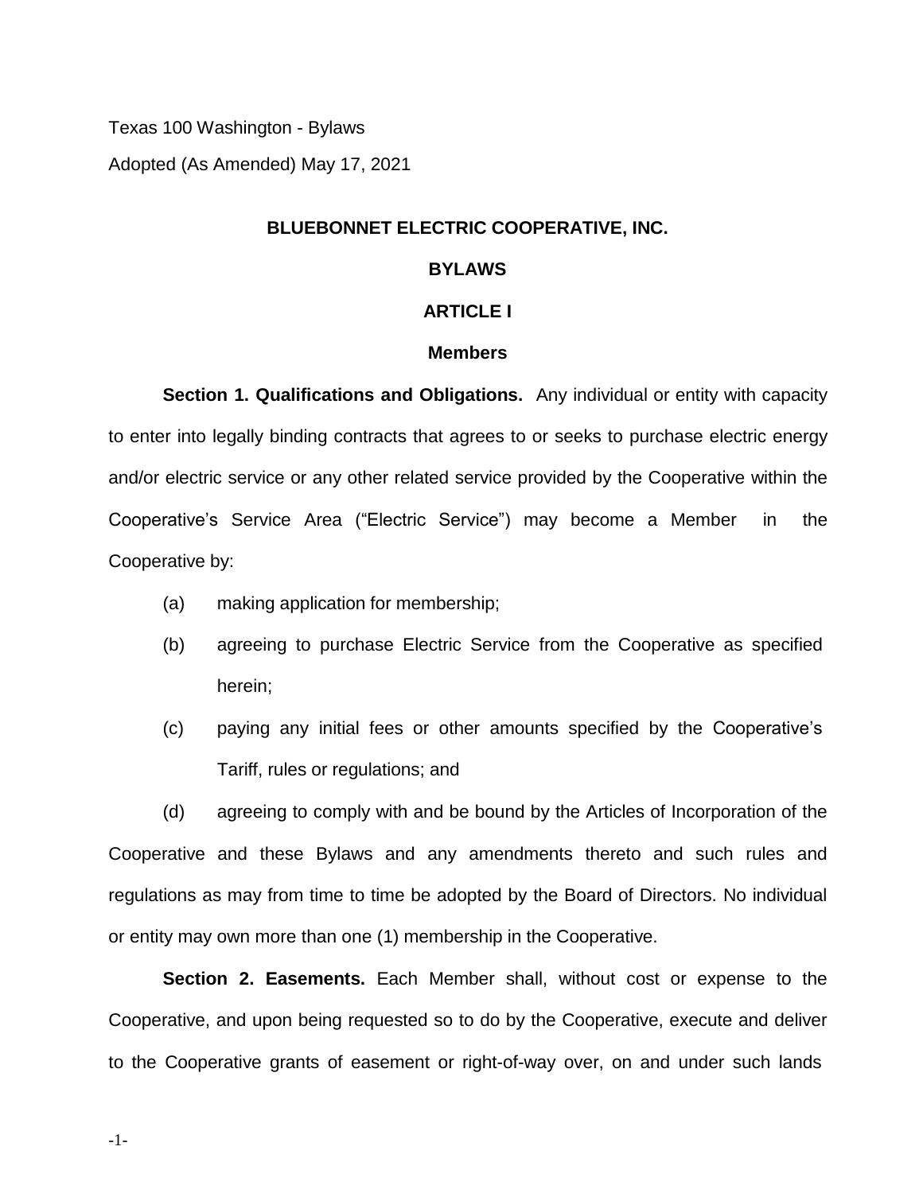Texas 100 Washington - Bylaws

Adopted (As Amended) May 17, 2021

# BLUEBONNET ELECTRIC COOPERATIVE, INC.

## BYLAWS

## ARTICLE I

### Members

**Section 1. Qualifications and Obligations.** Any individual or entity with capacity to enter into legally binding contracts that agrees to or seeks to purchase electric energy and/or electric service or any other related service provided by the Cooperative within the Cooperative's Service Area ("Electric Service") may become a Member in the Cooperative by:

(a) making application for membership;

(b) agreeing to purchase Electric Service from the Cooperative as specified herein;

(c) paying any initial fees or other amounts specified by the Cooperative's Tariff, rules or regulations; and

(d) agreeing to comply with and be bound by the Articles of Incorporation of the Cooperative and these Bylaws and any amendments thereto and such rules and regulations as may from time to time be adopted by the Board of Directors. No individual or entity may own more than one (1) membership in the Cooperative.

**Section 2. Easements.** Each Member shall, without cost or expense to the Cooperative, and upon being requested so to do by the Cooperative, execute and deliver to the Cooperative grants of easement or right-of-way over, on and under such lands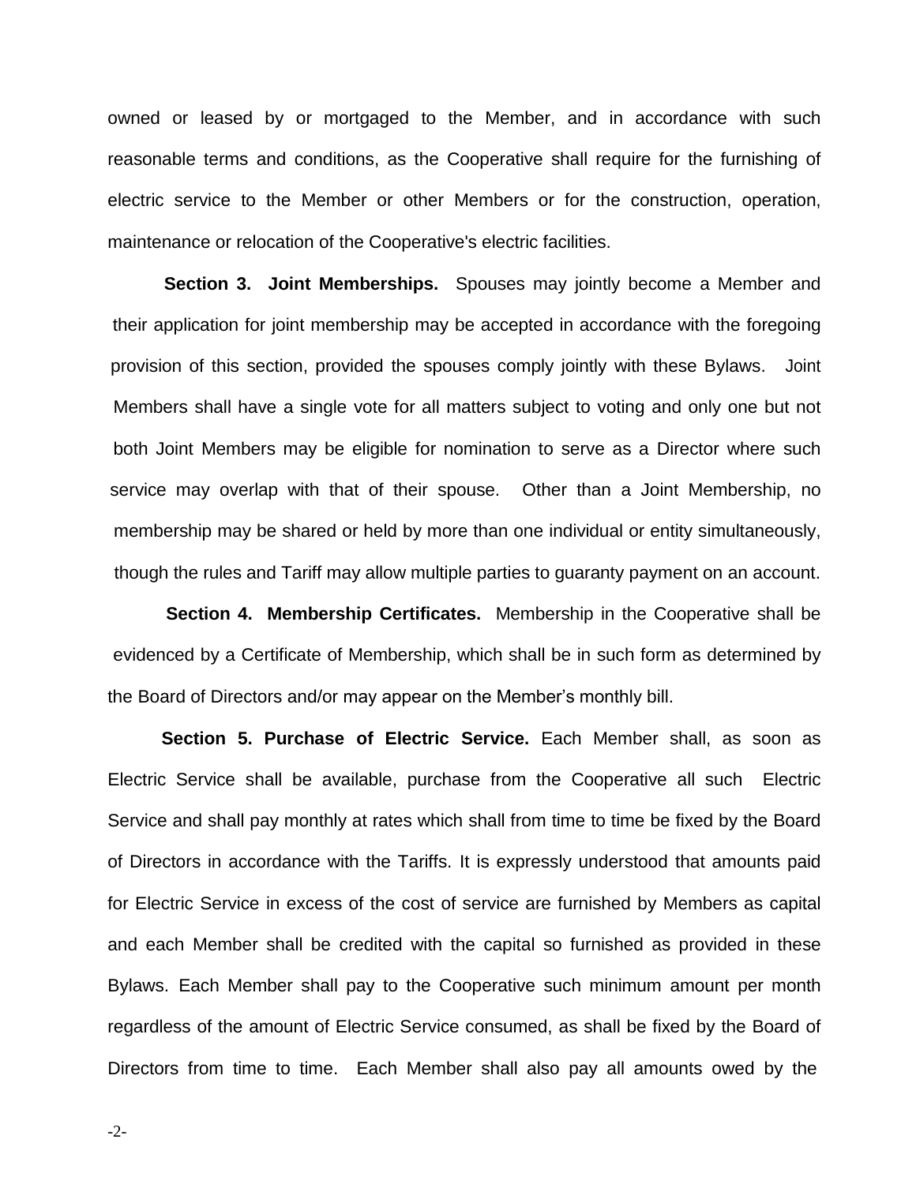owned or leased by or mortgaged to the Member, and in accordance with such reasonable terms and conditions, as the Cooperative shall require for the furnishing of electric service to the Member or other Members or for the construction, operation, maintenance or relocation of the Cooperative's electric facilities.

**Section 3. Joint Memberships.** Spouses may jointly become a Member and their application for joint membership may be accepted in accordance with the foregoing provision of this section, provided the spouses comply jointly with these Bylaws. Joint Members shall have a single vote for all matters subject to voting and only one but not both Joint Members may be eligible for nomination to serve as a Director where such service may overlap with that of their spouse. Other than a Joint Membership, no membership may be shared or held by more than one individual or entity simultaneously, though the rules and Tariff may allow multiple parties to guaranty payment on an account.

**Section 4. Membership Certificates.** Membership in the Cooperative shall be evidenced by a Certificate of Membership, which shall be in such form as determined by the Board of Directors and/or may appear on the Member's monthly bill.

**Section 5. Purchase of Electric Service.** Each Member shall, as soon as Electric Service shall be available, purchase from the Cooperative all such Electric Service and shall pay monthly at rates which shall from time to time be fixed by the Board of Directors in accordance with the Tariffs. It is expressly understood that amounts paid for Electric Service in excess of the cost of service are furnished by Members as capital and each Member shall be credited with the capital so furnished as provided in these Bylaws. Each Member shall pay to the Cooperative such minimum amount per month regardless of the amount of Electric Service consumed, as shall be fixed by the Board of Directors from time to time. Each Member shall also pay all amounts owed by the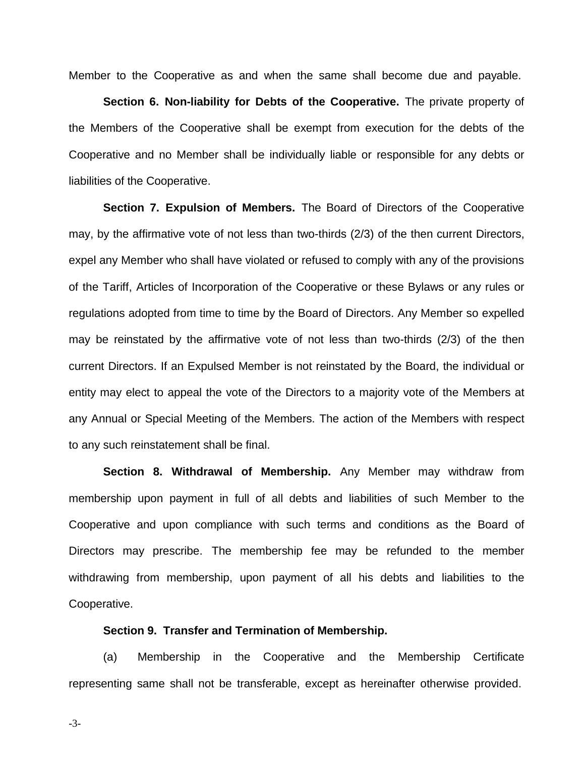Member to the Cooperative as and when the same shall become due and payable.

**Section 6. Non-liability for Debts of the Cooperative.** The private property of the Members of the Cooperative shall be exempt from execution for the debts of the Cooperative and no Member shall be individually liable or responsible for any debts or liabilities of the Cooperative.

**Section 7. Expulsion of Members.** The Board of Directors of the Cooperative may, by the affirmative vote of not less than two-thirds (2/3) of the then current Directors, expel any Member who shall have violated or refused to comply with any of the provisions of the Tariff, Articles of Incorporation of the Cooperative or these Bylaws or any rules or regulations adopted from time to time by the Board of Directors. Any Member so expelled may be reinstated by the affirmative vote of not less than two-thirds (2/3) of the then current Directors. If an Expulsed Member is not reinstated by the Board, the individual or entity may elect to appeal the vote of the Directors to a majority vote of the Members at any Annual or Special Meeting of the Members. The action of the Members with respect to any such reinstatement shall be final.

**Section 8. Withdrawal of Membership.** Any Member may withdraw from membership upon payment in full of all debts and liabilities of such Member to the Cooperative and upon compliance with such terms and conditions as the Board of Directors may prescribe. The membership fee may be refunded to the member withdrawing from membership, upon payment of all his debts and liabilities to the Cooperative.

**Section 9. Transfer and Termination of Membership.**

(a) Membership in the Cooperative and the Membership Certificate representing same shall not be transferable, except as hereinafter otherwise provided.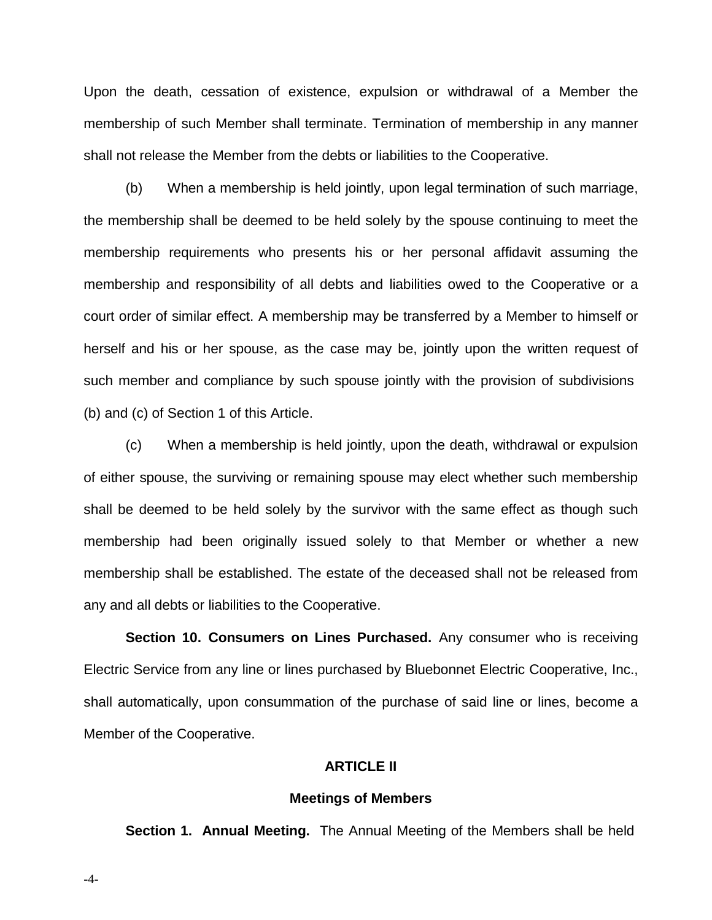Upon the death, cessation of existence, expulsion or withdrawal of a Member the membership of such Member shall terminate. Termination of membership in any manner shall not release the Member from the debts or liabilities to the Cooperative.

(b) When a membership is held jointly, upon legal termination of such marriage, the membership shall be deemed to be held solely by the spouse continuing to meet the membership requirements who presents his or her personal affidavit assuming the membership and responsibility of all debts and liabilities owed to the Cooperative or a court order of similar effect. A membership may be transferred by a Member to himself or herself and his or her spouse, as the case may be, jointly upon the written request of such member and compliance by such spouse jointly with the provision of subdivisions (b) and (c) of Section 1 of this Article.

(c) When a membership is held jointly, upon the death, withdrawal or expulsion of either spouse, the surviving or remaining spouse may elect whether such membership shall be deemed to be held solely by the survivor with the same effect as though such membership had been originally issued solely to that Member or whether a new membership shall be established. The estate of the deceased shall not be released from any and all debts or liabilities to the Cooperative.

**Section 10. Consumers on Lines Purchased.** Any consumer who is receiving Electric Service from any line or lines purchased by Bluebonnet Electric Cooperative, Inc., shall automatically, upon consummation of the purchase of said line or lines, become a Member of the Cooperative.

## ARTICLE II

### Meetings of Members

**Section 1. Annual Meeting.** The Annual Meeting of the Members shall be held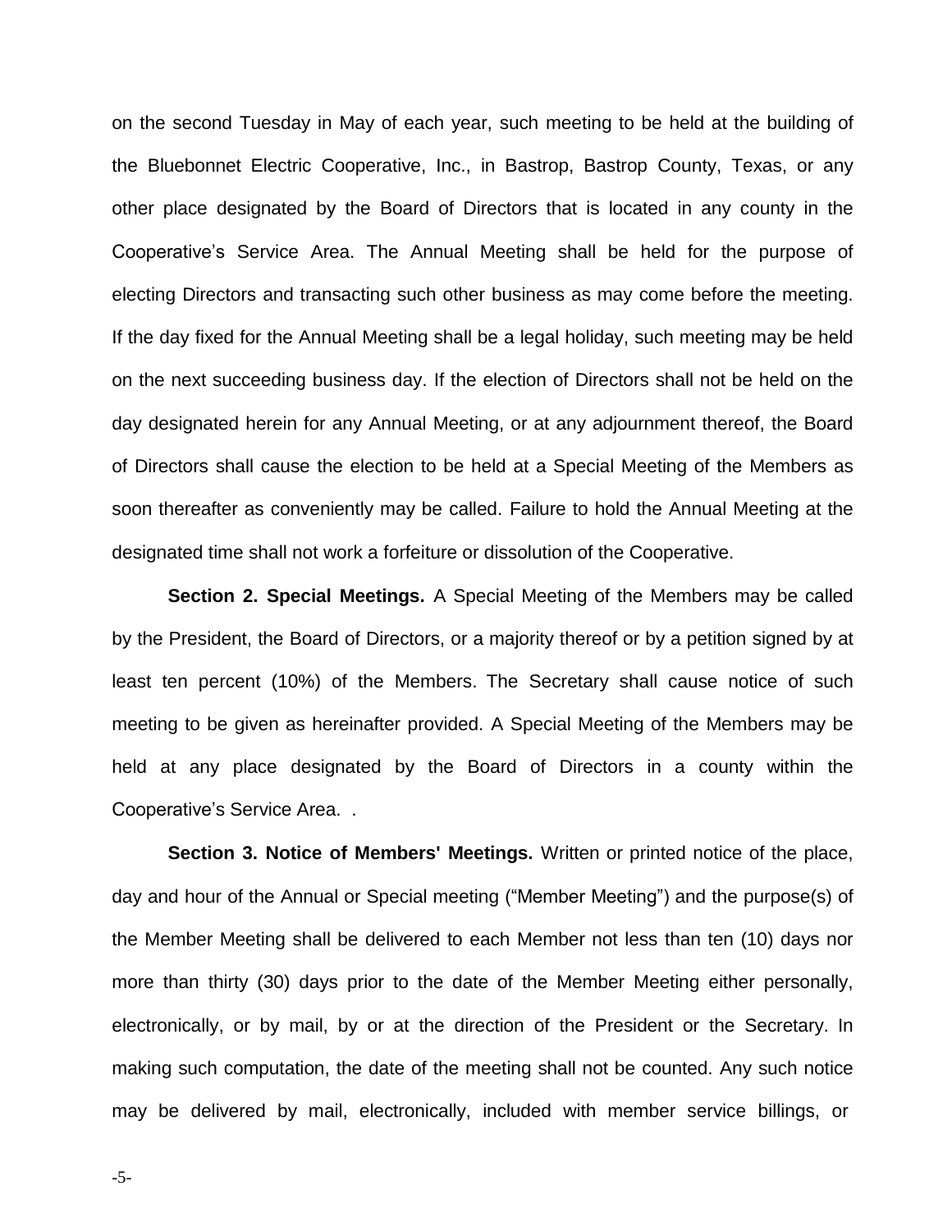on the second Tuesday in May of each year, such meeting to be held at the building of the Bluebonnet Electric Cooperative, Inc., in Bastrop, Bastrop County, Texas, or any other place designated by the Board of Directors that is located in any county in the Cooperative's Service Area. The Annual Meeting shall be held for the purpose of electing Directors and transacting such other business as may come before the meeting. If the day fixed for the Annual Meeting shall be a legal holiday, such meeting may be held on the next succeeding business day. If the election of Directors shall not be held on the day designated herein for any Annual Meeting, or at any adjournment thereof, the Board of Directors shall cause the election to be held at a Special Meeting of the Members as soon thereafter as conveniently may be called. Failure to hold the Annual Meeting at the designated time shall not work a forfeiture or dissolution of the Cooperative.

**Section 2. Special Meetings.** A Special Meeting of the Members may be called by the President, the Board of Directors, or a majority thereof or by a petition signed by at least ten percent (10%) of the Members. The Secretary shall cause notice of such meeting to be given as hereinafter provided. A Special Meeting of the Members may be held at any place designated by the Board of Directors in a county within the Cooperative's Service Area. .

**Section 3. Notice of Members' Meetings.** Written or printed notice of the place, day and hour of the Annual or Special meeting ("Member Meeting") and the purpose(s) of the Member Meeting shall be delivered to each Member not less than ten (10) days nor more than thirty (30) days prior to the date of the Member Meeting either personally, electronically, or by mail, by or at the direction of the President or the Secretary. In making such computation, the date of the meeting shall not be counted. Any such notice may be delivered by mail, electronically, included with member service billings, or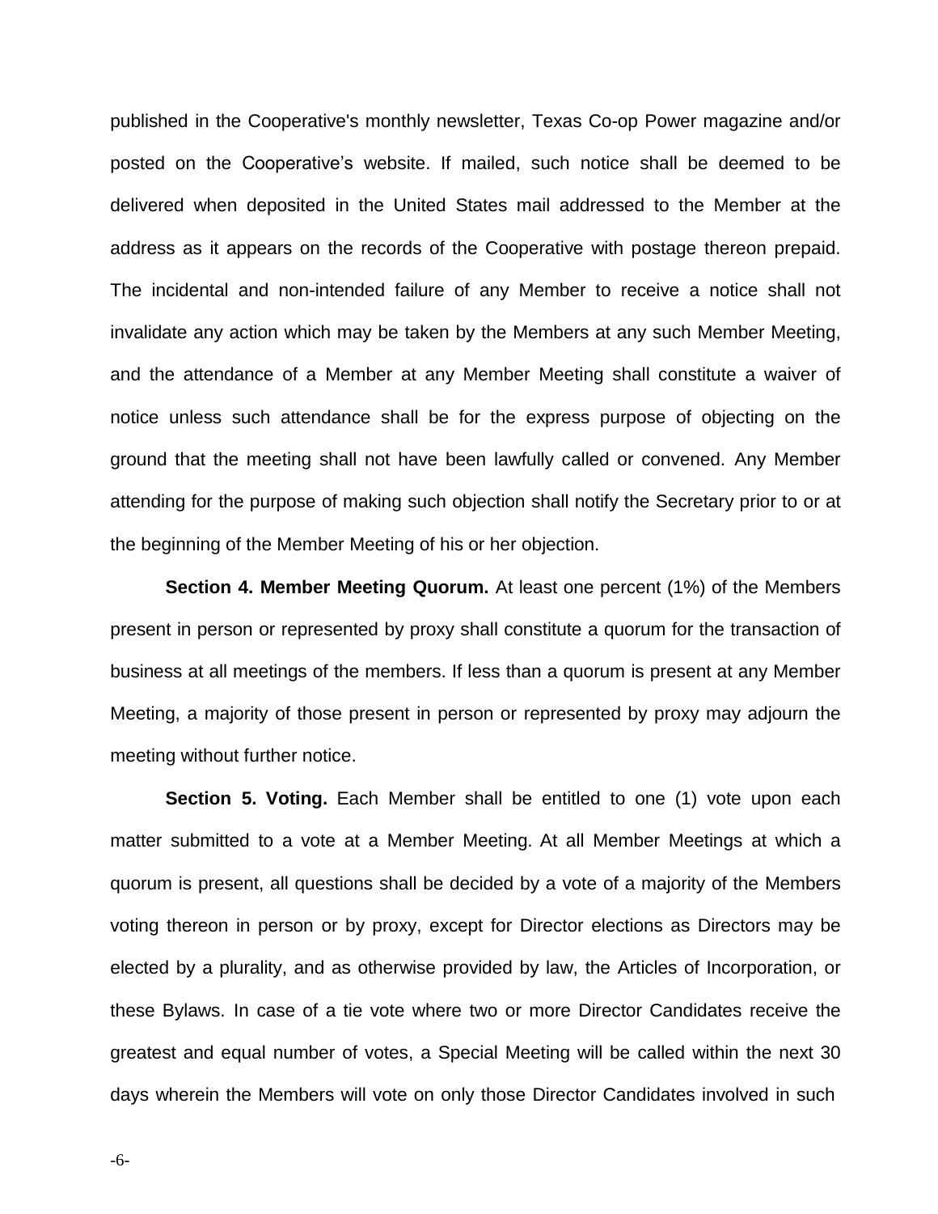published in the Cooperative's monthly newsletter, Texas Co-op Power magazine and/or posted on the Cooperative's website. If mailed, such notice shall be deemed to be delivered when deposited in the United States mail addressed to the Member at the address as it appears on the records of the Cooperative with postage thereon prepaid. The incidental and non-intended failure of any Member to receive a notice shall not invalidate any action which may be taken by the Members at any such Member Meeting, and the attendance of a Member at any Member Meeting shall constitute a waiver of notice unless such attendance shall be for the express purpose of objecting on the ground that the meeting shall not have been lawfully called or convened. Any Member attending for the purpose of making such objection shall notify the Secretary prior to or at the beginning of the Member Meeting of his or her objection.

**Section 4. Member Meeting Quorum.** At least one percent (1%) of the Members present in person or represented by proxy shall constitute a quorum for the transaction of business at all meetings of the members. If less than a quorum is present at any Member Meeting, a majority of those present in person or represented by proxy may adjourn the meeting without further notice.

**Section 5. Voting.** Each Member shall be entitled to one (1) vote upon each matter submitted to a vote at a Member Meeting. At all Member Meetings at which a quorum is present, all questions shall be decided by a vote of a majority of the Members voting thereon in person or by proxy, except for Director elections as Directors may be elected by a plurality, and as otherwise provided by law, the Articles of Incorporation, or these Bylaws. In case of a tie vote where two or more Director Candidates receive the greatest and equal number of votes, a Special Meeting will be called within the next 30 days wherein the Members will vote on only those Director Candidates involved in such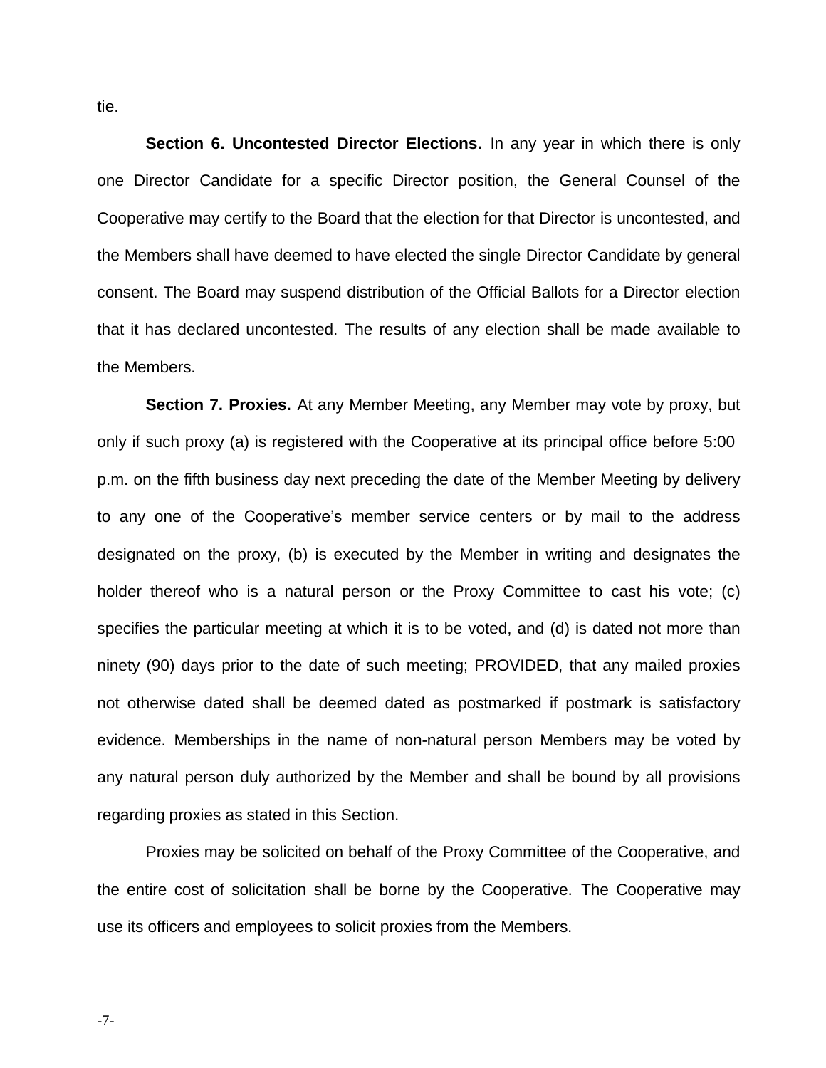tie.

**Section 6. Uncontested Director Elections.** In any year in which there is only one Director Candidate for a specific Director position, the General Counsel of the Cooperative may certify to the Board that the election for that Director is uncontested, and the Members shall have deemed to have elected the single Director Candidate by general consent. The Board may suspend distribution of the Official Ballots for a Director election that it has declared uncontested. The results of any election shall be made available to the Members.

**Section 7. Proxies.** At any Member Meeting, any Member may vote by proxy, but only if such proxy (a) is registered with the Cooperative at its principal office before 5:00 p.m. on the fifth business day next preceding the date of the Member Meeting by delivery to any one of the Cooperative's member service centers or by mail to the address designated on the proxy, (b) is executed by the Member in writing and designates the holder thereof who is a natural person or the Proxy Committee to cast his vote; (c) specifies the particular meeting at which it is to be voted, and (d) is dated not more than ninety (90) days prior to the date of such meeting; PROVIDED, that any mailed proxies not otherwise dated shall be deemed dated as postmarked if postmark is satisfactory evidence. Memberships in the name of non-natural person Members may be voted by any natural person duly authorized by the Member and shall be bound by all provisions regarding proxies as stated in this Section.

Proxies may be solicited on behalf of the Proxy Committee of the Cooperative, and the entire cost of solicitation shall be borne by the Cooperative. The Cooperative may use its officers and employees to solicit proxies from the Members.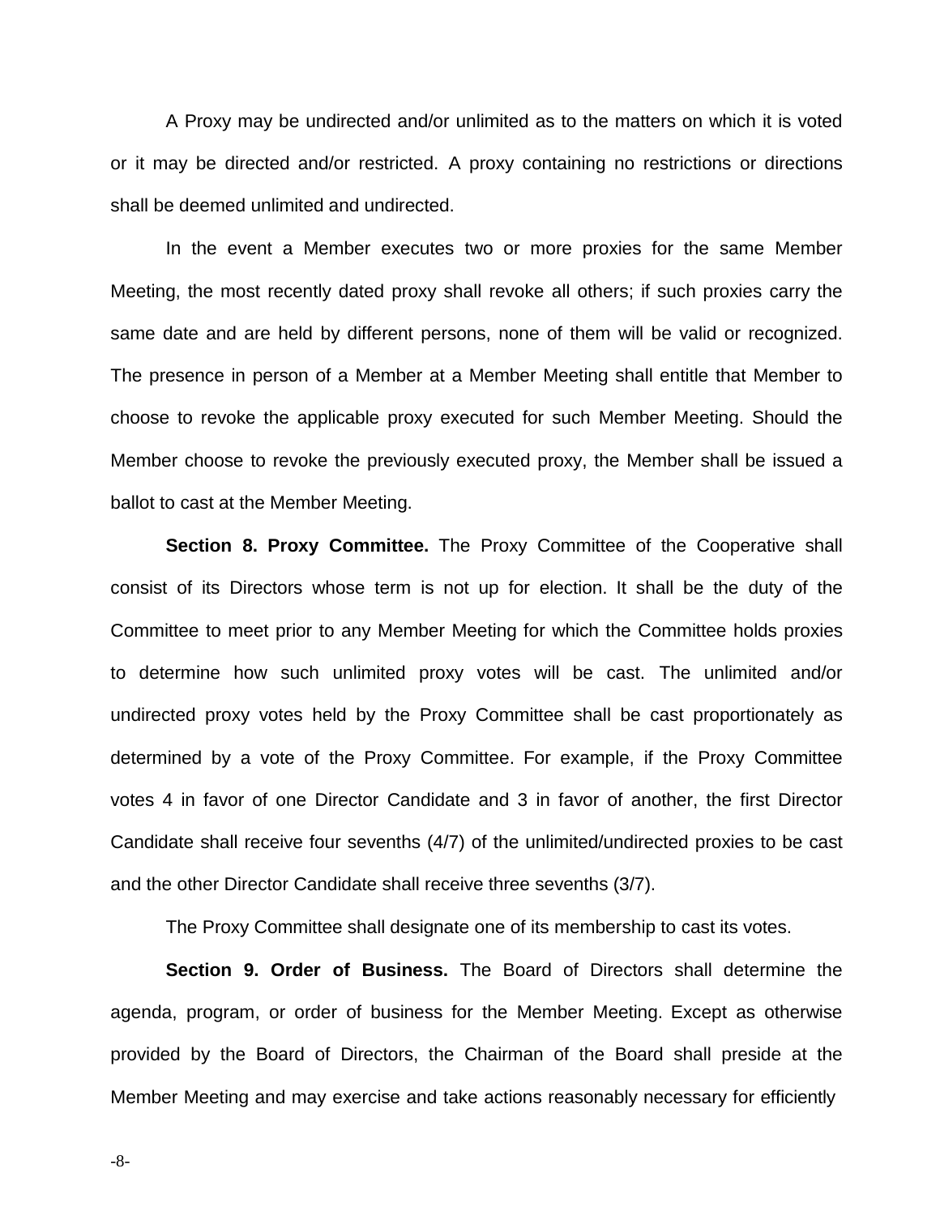A Proxy may be undirected and/or unlimited as to the matters on which it is voted or it may be directed and/or restricted. A proxy containing no restrictions or directions shall be deemed unlimited and undirected.

In the event a Member executes two or more proxies for the same Member Meeting, the most recently dated proxy shall revoke all others; if such proxies carry the same date and are held by different persons, none of them will be valid or recognized. The presence in person of a Member at a Member Meeting shall entitle that Member to choose to revoke the applicable proxy executed for such Member Meeting. Should the Member choose to revoke the previously executed proxy, the Member shall be issued a ballot to cast at the Member Meeting.

**Section 8. Proxy Committee.** The Proxy Committee of the Cooperative shall consist of its Directors whose term is not up for election. It shall be the duty of the Committee to meet prior to any Member Meeting for which the Committee holds proxies to determine how such unlimited proxy votes will be cast. The unlimited and/or undirected proxy votes held by the Proxy Committee shall be cast proportionately as determined by a vote of the Proxy Committee. For example, if the Proxy Committee votes 4 in favor of one Director Candidate and 3 in favor of another, the first Director Candidate shall receive four sevenths (4/7) of the unlimited/undirected proxies to be cast and the other Director Candidate shall receive three sevenths (3/7).

The Proxy Committee shall designate one of its membership to cast its votes.

**Section 9. Order of Business.** The Board of Directors shall determine the agenda, program, or order of business for the Member Meeting. Except as otherwise provided by the Board of Directors, the Chairman of the Board shall preside at the Member Meeting and may exercise and take actions reasonably necessary for efficiently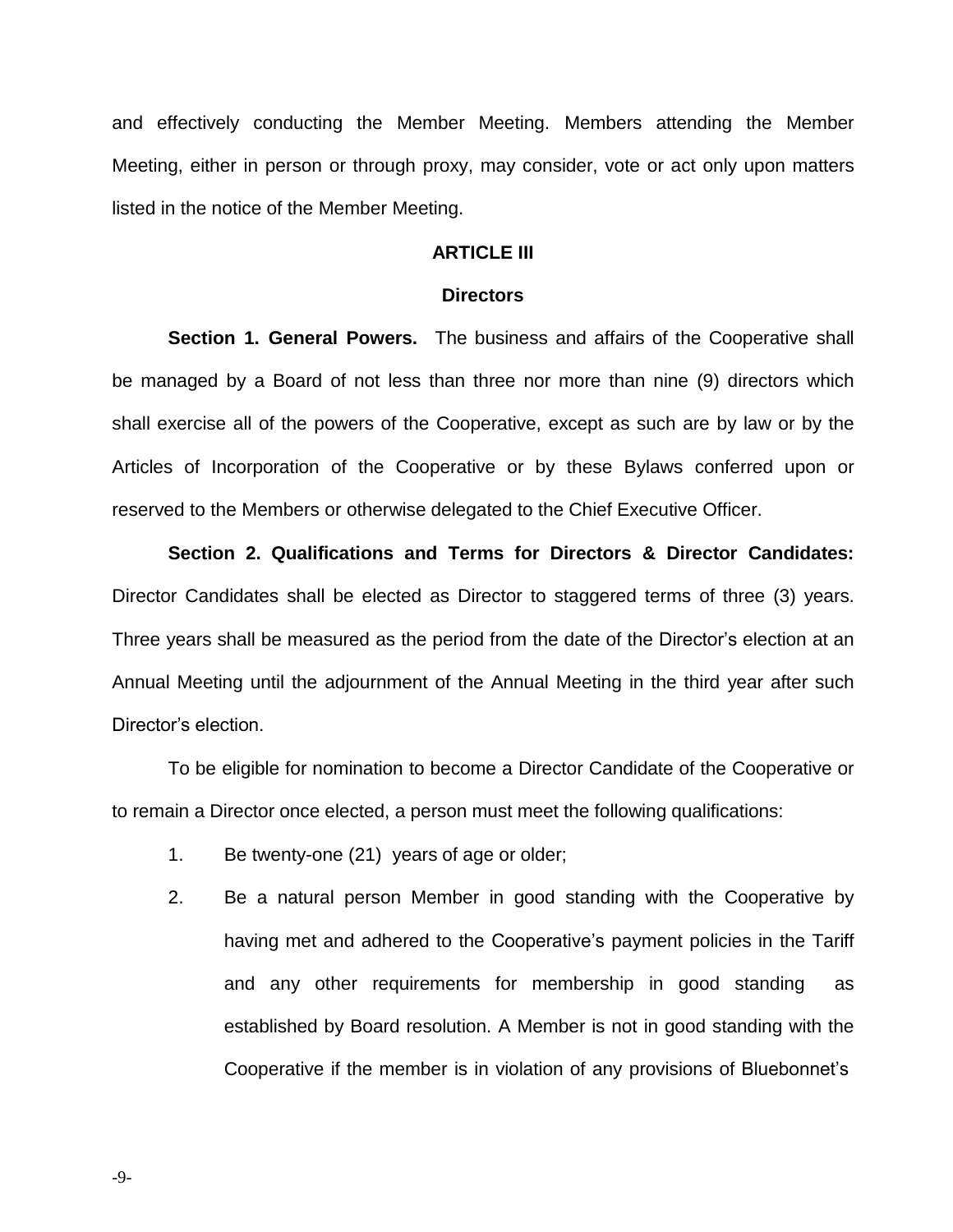and effectively conducting the Member Meeting. Members attending the Member Meeting, either in person or through proxy, may consider, vote or act only upon matters listed in the notice of the Member Meeting.

## ARTICLE III

## Directors

**Section 1. General Powers.** The business and affairs of the Cooperative shall be managed by a Board of not less than three nor more than nine (9) directors which shall exercise all of the powers of the Cooperative, except as such are by law or by the Articles of Incorporation of the Cooperative or by these Bylaws conferred upon or reserved to the Members or otherwise delegated to the Chief Executive Officer.

**Section 2. Qualifications and Terms for Directors & Director Candidates:** Director Candidates shall be elected as Director to staggered terms of three (3) years. Three years shall be measured as the period from the date of the Director's election at an Annual Meeting until the adjournment of the Annual Meeting in the third year after such Director's election.

To be eligible for nomination to become a Director Candidate of the Cooperative or to remain a Director once elected, a person must meet the following qualifications:

1. Be twenty-one (21) years of age or older;
2. Be a natural person Member in good standing with the Cooperative by having met and adhered to the Cooperative's payment policies in the Tariff and any other requirements for membership in good standing as established by Board resolution. A Member is not in good standing with the Cooperative if the member is in violation of any provisions of Bluebonnet's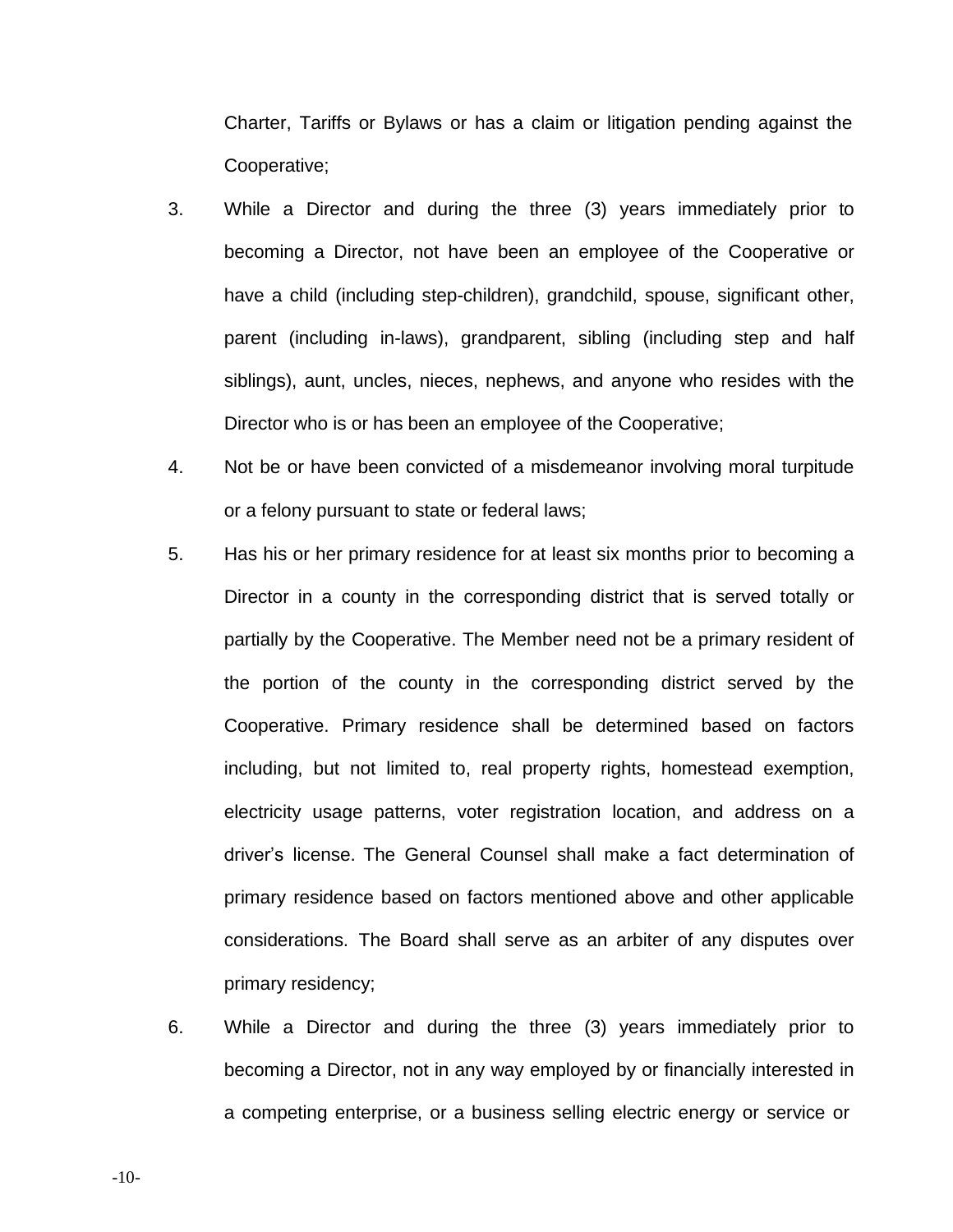Charter, Tariffs or Bylaws or has a claim or litigation pending against the Cooperative;

3. While a Director and during the three (3) years immediately prior to becoming a Director, not have been an employee of the Cooperative or have a child (including step-children), grandchild, spouse, significant other, parent (including in-laws), grandparent, sibling (including step and half siblings), aunt, uncles, nieces, nephews, and anyone who resides with the Director who is or has been an employee of the Cooperative;

4. Not be or have been convicted of a misdemeanor involving moral turpitude or a felony pursuant to state or federal laws;

5. Has his or her primary residence for at least six months prior to becoming a Director in a county in the corresponding district that is served totally or partially by the Cooperative. The Member need not be a primary resident of the portion of the county in the corresponding district served by the Cooperative. Primary residence shall be determined based on factors including, but not limited to, real property rights, homestead exemption, electricity usage patterns, voter registration location, and address on a driver's license. The General Counsel shall make a fact determination of primary residence based on factors mentioned above and other applicable considerations. The Board shall serve as an arbiter of any disputes over primary residency;

6. While a Director and during the three (3) years immediately prior to becoming a Director, not in any way employed by or financially interested in a competing enterprise, or a business selling electric energy or service or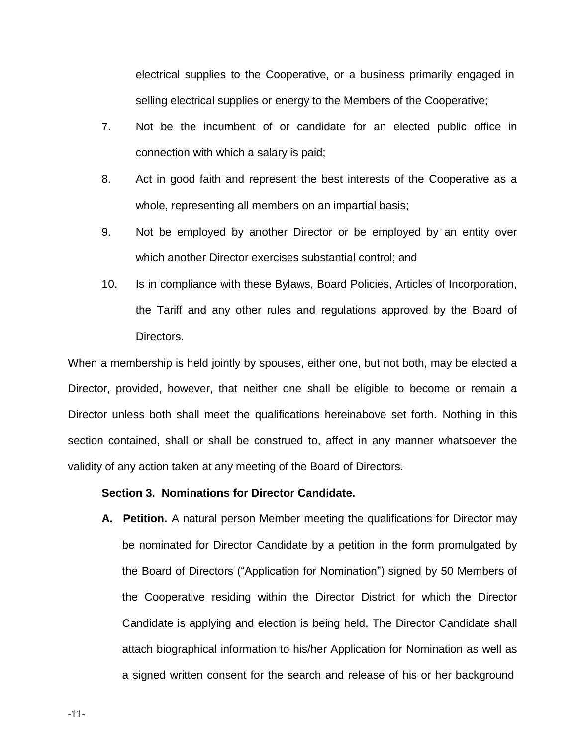electrical supplies to the Cooperative, or a business primarily engaged in selling electrical supplies or energy to the Members of the Cooperative;

7. Not be the incumbent of or candidate for an elected public office in connection with which a salary is paid;
8. Act in good faith and represent the best interests of the Cooperative as a whole, representing all members on an impartial basis;
9. Not be employed by another Director or be employed by an entity over which another Director exercises substantial control; and
10. Is in compliance with these Bylaws, Board Policies, Articles of Incorporation, the Tariff and any other rules and regulations approved by the Board of Directors.

When a membership is held jointly by spouses, either one, but not both, may be elected a Director, provided, however, that neither one shall be eligible to become or remain a Director unless both shall meet the qualifications hereinabove set forth. Nothing in this section contained, shall or shall be construed to, affect in any manner whatsoever the validity of any action taken at any meeting of the Board of Directors.

**Section 3. Nominations for Director Candidate.**

**A. Petition.** A natural person Member meeting the qualifications for Director may be nominated for Director Candidate by a petition in the form promulgated by the Board of Directors ("Application for Nomination") signed by 50 Members of the Cooperative residing within the Director District for which the Director Candidate is applying and election is being held. The Director Candidate shall attach biographical information to his/her Application for Nomination as well as a signed written consent for the search and release of his or her background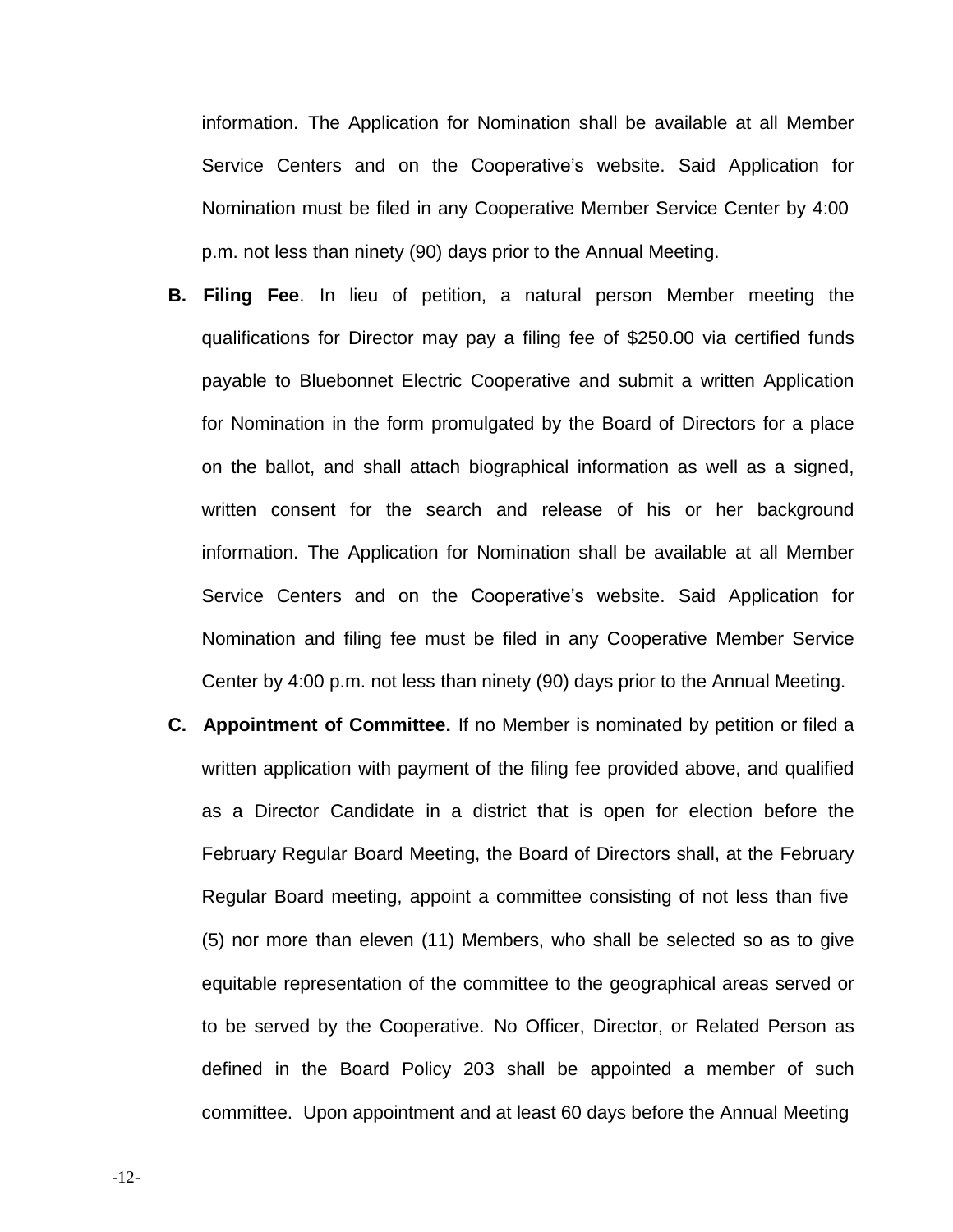information. The Application for Nomination shall be available at all Member Service Centers and on the Cooperative's website. Said Application for Nomination must be filed in any Cooperative Member Service Center by 4:00 p.m. not less than ninety (90) days prior to the Annual Meeting.

**B. Filing Fee**. In lieu of petition, a natural person Member meeting the qualifications for Director may pay a filing fee of $250.00 via certified funds payable to Bluebonnet Electric Cooperative and submit a written Application for Nomination in the form promulgated by the Board of Directors for a place on the ballot, and shall attach biographical information as well as a signed, written consent for the search and release of his or her background information. The Application for Nomination shall be available at all Member Service Centers and on the Cooperative's website. Said Application for Nomination and filing fee must be filed in any Cooperative Member Service Center by 4:00 p.m. not less than ninety (90) days prior to the Annual Meeting.

**C. Appointment of Committee.** If no Member is nominated by petition or filed a written application with payment of the filing fee provided above, and qualified as a Director Candidate in a district that is open for election before the February Regular Board Meeting, the Board of Directors shall, at the February Regular Board meeting, appoint a committee consisting of not less than five (5) nor more than eleven (11) Members, who shall be selected so as to give equitable representation of the committee to the geographical areas served or to be served by the Cooperative. No Officer, Director, or Related Person as defined in the Board Policy 203 shall be appointed a member of such committee. Upon appointment and at least 60 days before the Annual Meeting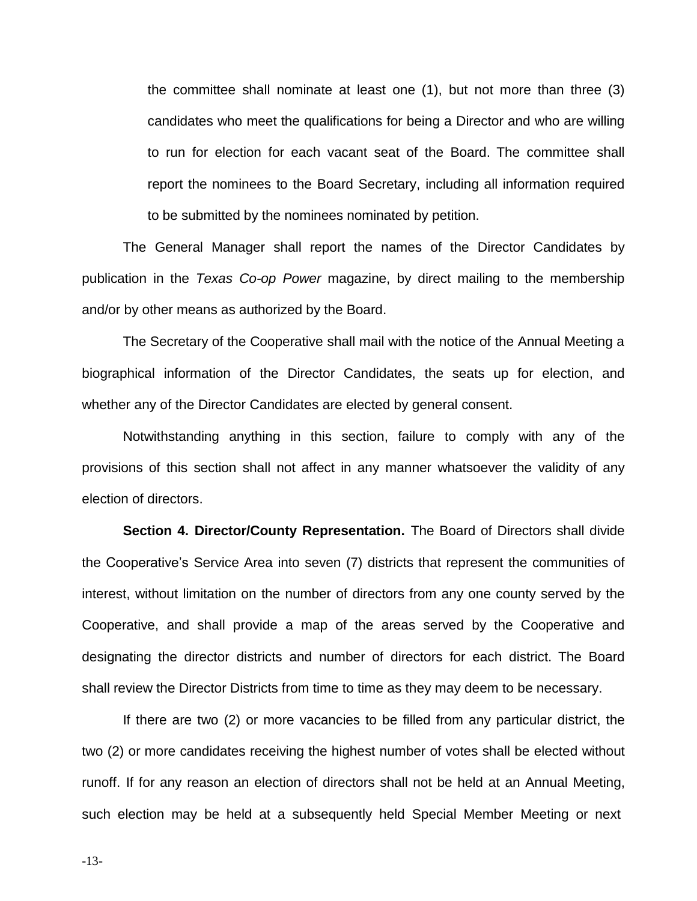the committee shall nominate at least one (1), but not more than three (3) candidates who meet the qualifications for being a Director and who are willing to run for election for each vacant seat of the Board. The committee shall report the nominees to the Board Secretary, including all information required to be submitted by the nominees nominated by petition.

The General Manager shall report the names of the Director Candidates by publication in the *Texas Co-op Power* magazine, by direct mailing to the membership and/or by other means as authorized by the Board.

The Secretary of the Cooperative shall mail with the notice of the Annual Meeting a biographical information of the Director Candidates, the seats up for election, and whether any of the Director Candidates are elected by general consent.

Notwithstanding anything in this section, failure to comply with any of the provisions of this section shall not affect in any manner whatsoever the validity of any election of directors.

**Section 4. Director/County Representation.** The Board of Directors shall divide the Cooperative's Service Area into seven (7) districts that represent the communities of interest, without limitation on the number of directors from any one county served by the Cooperative, and shall provide a map of the areas served by the Cooperative and designating the director districts and number of directors for each district. The Board shall review the Director Districts from time to time as they may deem to be necessary.

If there are two (2) or more vacancies to be filled from any particular district, the two (2) or more candidates receiving the highest number of votes shall be elected without runoff. If for any reason an election of directors shall not be held at an Annual Meeting, such election may be held at a subsequently held Special Member Meeting or next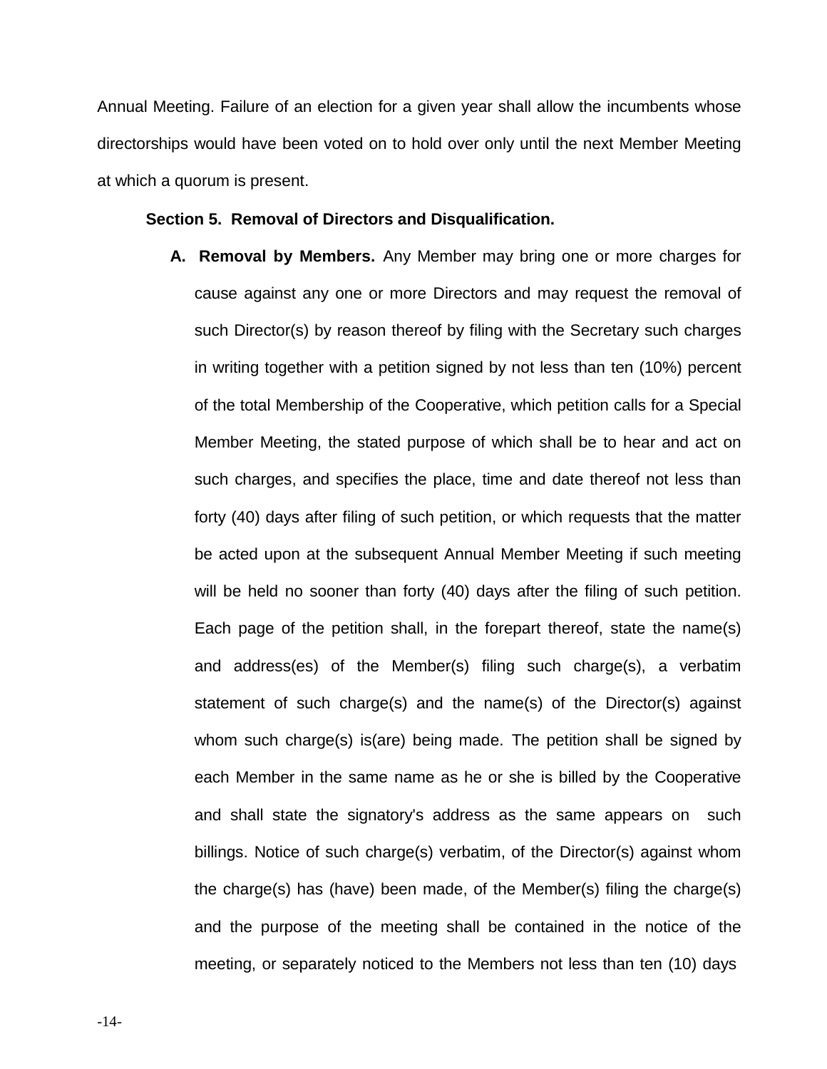Annual Meeting. Failure of an election for a given year shall allow the incumbents whose directorships would have been voted on to hold over only until the next Member Meeting at which a quorum is present.

**Section 5. Removal of Directors and Disqualification.**

**A. Removal by Members.** Any Member may bring one or more charges for cause against any one or more Directors and may request the removal of such Director(s) by reason thereof by filing with the Secretary such charges in writing together with a petition signed by not less than ten (10%) percent of the total Membership of the Cooperative, which petition calls for a Special Member Meeting, the stated purpose of which shall be to hear and act on such charges, and specifies the place, time and date thereof not less than forty (40) days after filing of such petition, or which requests that the matter be acted upon at the subsequent Annual Member Meeting if such meeting will be held no sooner than forty (40) days after the filing of such petition. Each page of the petition shall, in the forepart thereof, state the name(s) and address(es) of the Member(s) filing such charge(s), a verbatim statement of such charge(s) and the name(s) of the Director(s) against whom such charge(s) is(are) being made. The petition shall be signed by each Member in the same name as he or she is billed by the Cooperative and shall state the signatory's address as the same appears on such billings. Notice of such charge(s) verbatim, of the Director(s) against whom the charge(s) has (have) been made, of the Member(s) filing the charge(s) and the purpose of the meeting shall be contained in the notice of the meeting, or separately noticed to the Members not less than ten (10) days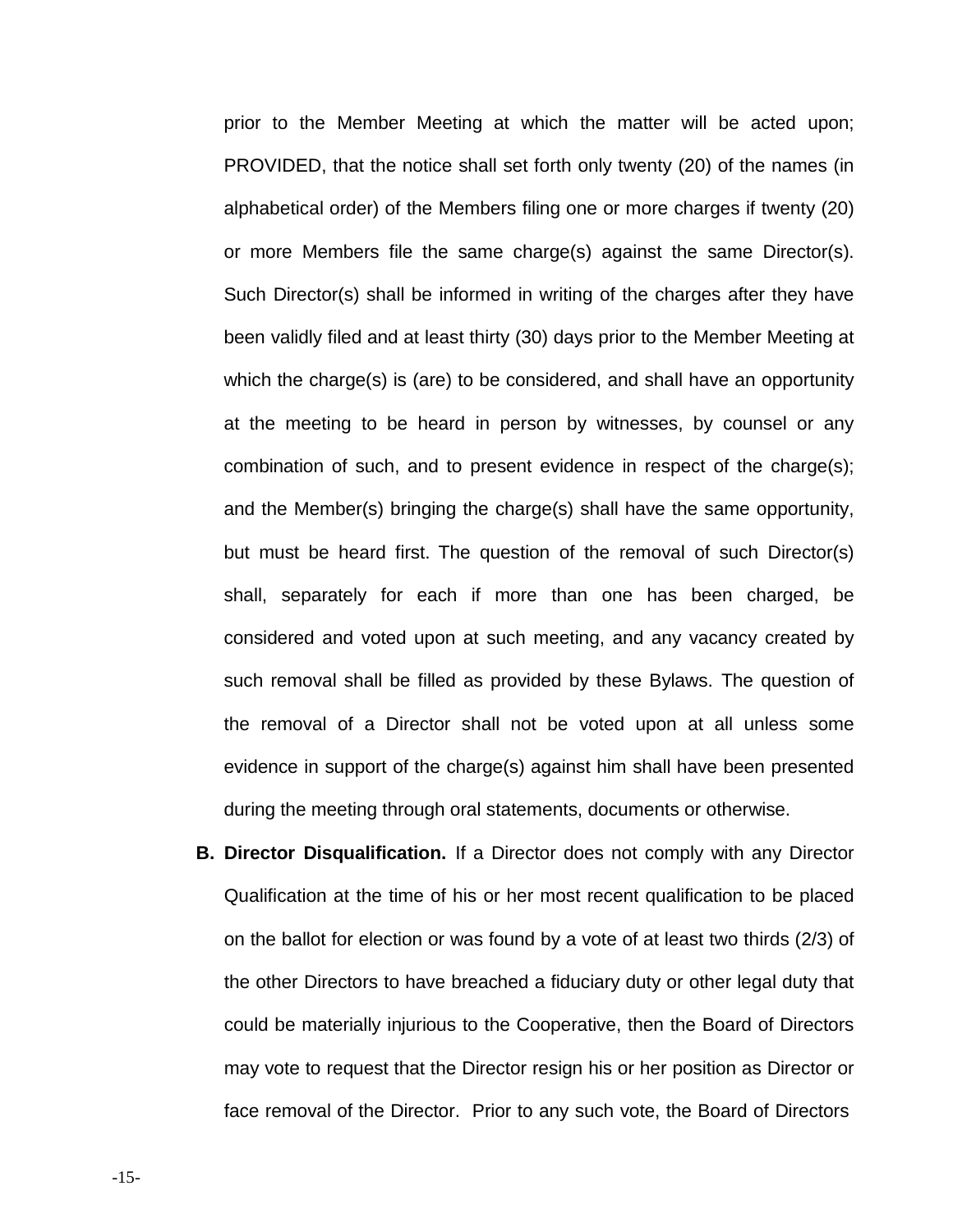prior to the Member Meeting at which the matter will be acted upon; PROVIDED, that the notice shall set forth only twenty (20) of the names (in alphabetical order) of the Members filing one or more charges if twenty (20) or more Members file the same charge(s) against the same Director(s). Such Director(s) shall be informed in writing of the charges after they have been validly filed and at least thirty (30) days prior to the Member Meeting at which the charge(s) is (are) to be considered, and shall have an opportunity at the meeting to be heard in person by witnesses, by counsel or any combination of such, and to present evidence in respect of the charge(s); and the Member(s) bringing the charge(s) shall have the same opportunity, but must be heard first. The question of the removal of such Director(s) shall, separately for each if more than one has been charged, be considered and voted upon at such meeting, and any vacancy created by such removal shall be filled as provided by these Bylaws. The question of the removal of a Director shall not be voted upon at all unless some evidence in support of the charge(s) against him shall have been presented during the meeting through oral statements, documents or otherwise.

**B. Director Disqualification.** If a Director does not comply with any Director Qualification at the time of his or her most recent qualification to be placed on the ballot for election or was found by a vote of at least two thirds (2/3) of the other Directors to have breached a fiduciary duty or other legal duty that could be materially injurious to the Cooperative, then the Board of Directors may vote to request that the Director resign his or her position as Director or face removal of the Director. Prior to any such vote, the Board of Directors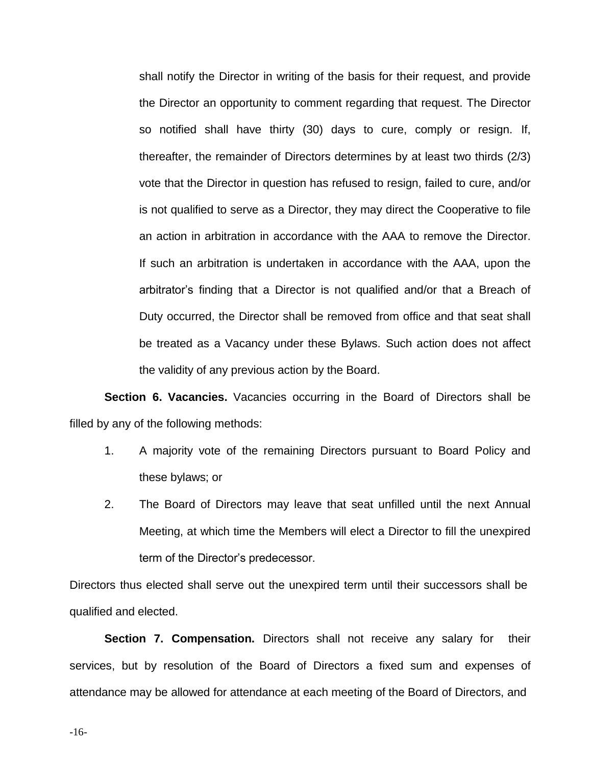shall notify the Director in writing of the basis for their request, and provide the Director an opportunity to comment regarding that request. The Director so notified shall have thirty (30) days to cure, comply or resign. If, thereafter, the remainder of Directors determines by at least two thirds (2/3) vote that the Director in question has refused to resign, failed to cure, and/or is not qualified to serve as a Director, they may direct the Cooperative to file an action in arbitration in accordance with the AAA to remove the Director. If such an arbitration is undertaken in accordance with the AAA, upon the arbitrator's finding that a Director is not qualified and/or that a Breach of Duty occurred, the Director shall be removed from office and that seat shall be treated as a Vacancy under these Bylaws. Such action does not affect the validity of any previous action by the Board.

**Section 6. Vacancies.** Vacancies occurring in the Board of Directors shall be filled by any of the following methods:

1. A majority vote of the remaining Directors pursuant to Board Policy and these bylaws; or
2. The Board of Directors may leave that seat unfilled until the next Annual Meeting, at which time the Members will elect a Director to fill the unexpired term of the Director's predecessor.

Directors thus elected shall serve out the unexpired term until their successors shall be qualified and elected.

**Section 7. Compensation.** Directors shall not receive any salary for their services, but by resolution of the Board of Directors a fixed sum and expenses of attendance may be allowed for attendance at each meeting of the Board of Directors, and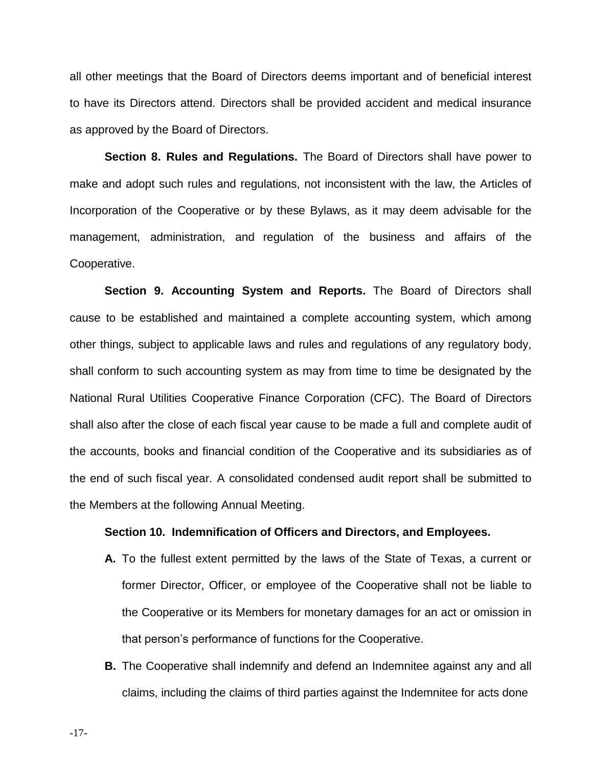all other meetings that the Board of Directors deems important and of beneficial interest to have its Directors attend. Directors shall be provided accident and medical insurance as approved by the Board of Directors.

**Section 8. Rules and Regulations.** The Board of Directors shall have power to make and adopt such rules and regulations, not inconsistent with the law, the Articles of Incorporation of the Cooperative or by these Bylaws, as it may deem advisable for the management, administration, and regulation of the business and affairs of the Cooperative.

**Section 9. Accounting System and Reports.** The Board of Directors shall cause to be established and maintained a complete accounting system, which among other things, subject to applicable laws and rules and regulations of any regulatory body, shall conform to such accounting system as may from time to time be designated by the National Rural Utilities Cooperative Finance Corporation (CFC). The Board of Directors shall also after the close of each fiscal year cause to be made a full and complete audit of the accounts, books and financial condition of the Cooperative and its subsidiaries as of the end of such fiscal year. A consolidated condensed audit report shall be submitted to the Members at the following Annual Meeting.

**Section 10. Indemnification of Officers and Directors, and Employees.**

**A.** To the fullest extent permitted by the laws of the State of Texas, a current or former Director, Officer, or employee of the Cooperative shall not be liable to the Cooperative or its Members for monetary damages for an act or omission in that person's performance of functions for the Cooperative.

**B.** The Cooperative shall indemnify and defend an Indemnitee against any and all claims, including the claims of third parties against the Indemnitee for acts done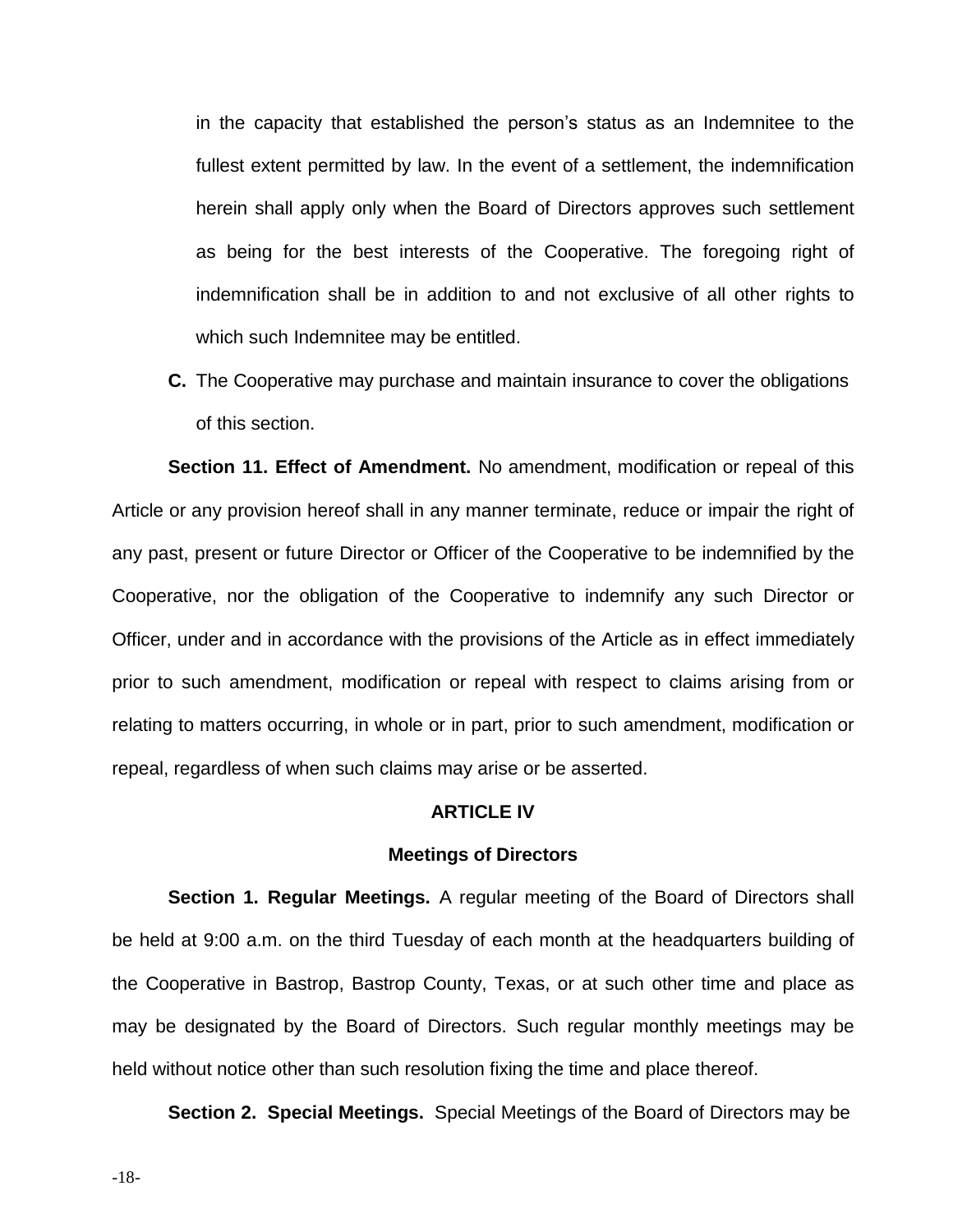in the capacity that established the person's status as an Indemnitee to the fullest extent permitted by law. In the event of a settlement, the indemnification herein shall apply only when the Board of Directors approves such settlement as being for the best interests of the Cooperative. The foregoing right of indemnification shall be in addition to and not exclusive of all other rights to which such Indemnitee may be entitled.

**C.** The Cooperative may purchase and maintain insurance to cover the obligations of this section.

**Section 11. Effect of Amendment.** No amendment, modification or repeal of this Article or any provision hereof shall in any manner terminate, reduce or impair the right of any past, present or future Director or Officer of the Cooperative to be indemnified by the Cooperative, nor the obligation of the Cooperative to indemnify any such Director or Officer, under and in accordance with the provisions of the Article as in effect immediately prior to such amendment, modification or repeal with respect to claims arising from or relating to matters occurring, in whole or in part, prior to such amendment, modification or repeal, regardless of when such claims may arise or be asserted.

## ARTICLE IV

## Meetings of Directors

**Section 1. Regular Meetings.** A regular meeting of the Board of Directors shall be held at 9:00 a.m. on the third Tuesday of each month at the headquarters building of the Cooperative in Bastrop, Bastrop County, Texas, or at such other time and place as may be designated by the Board of Directors. Such regular monthly meetings may be held without notice other than such resolution fixing the time and place thereof.

**Section 2. Special Meetings.** Special Meetings of the Board of Directors may be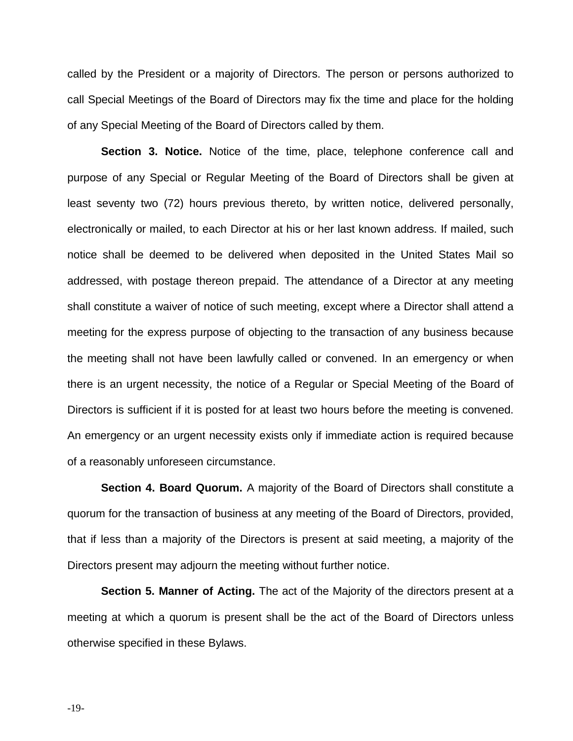called by the President or a majority of Directors. The person or persons authorized to call Special Meetings of the Board of Directors may fix the time and place for the holding of any Special Meeting of the Board of Directors called by them.

**Section 3. Notice.** Notice of the time, place, telephone conference call and purpose of any Special or Regular Meeting of the Board of Directors shall be given at least seventy two (72) hours previous thereto, by written notice, delivered personally, electronically or mailed, to each Director at his or her last known address. If mailed, such notice shall be deemed to be delivered when deposited in the United States Mail so addressed, with postage thereon prepaid. The attendance of a Director at any meeting shall constitute a waiver of notice of such meeting, except where a Director shall attend a meeting for the express purpose of objecting to the transaction of any business because the meeting shall not have been lawfully called or convened. In an emergency or when there is an urgent necessity, the notice of a Regular or Special Meeting of the Board of Directors is sufficient if it is posted for at least two hours before the meeting is convened. An emergency or an urgent necessity exists only if immediate action is required because of a reasonably unforeseen circumstance.

**Section 4. Board Quorum.** A majority of the Board of Directors shall constitute a quorum for the transaction of business at any meeting of the Board of Directors, provided, that if less than a majority of the Directors is present at said meeting, a majority of the Directors present may adjourn the meeting without further notice.

**Section 5. Manner of Acting.** The act of the Majority of the directors present at a meeting at which a quorum is present shall be the act of the Board of Directors unless otherwise specified in these Bylaws.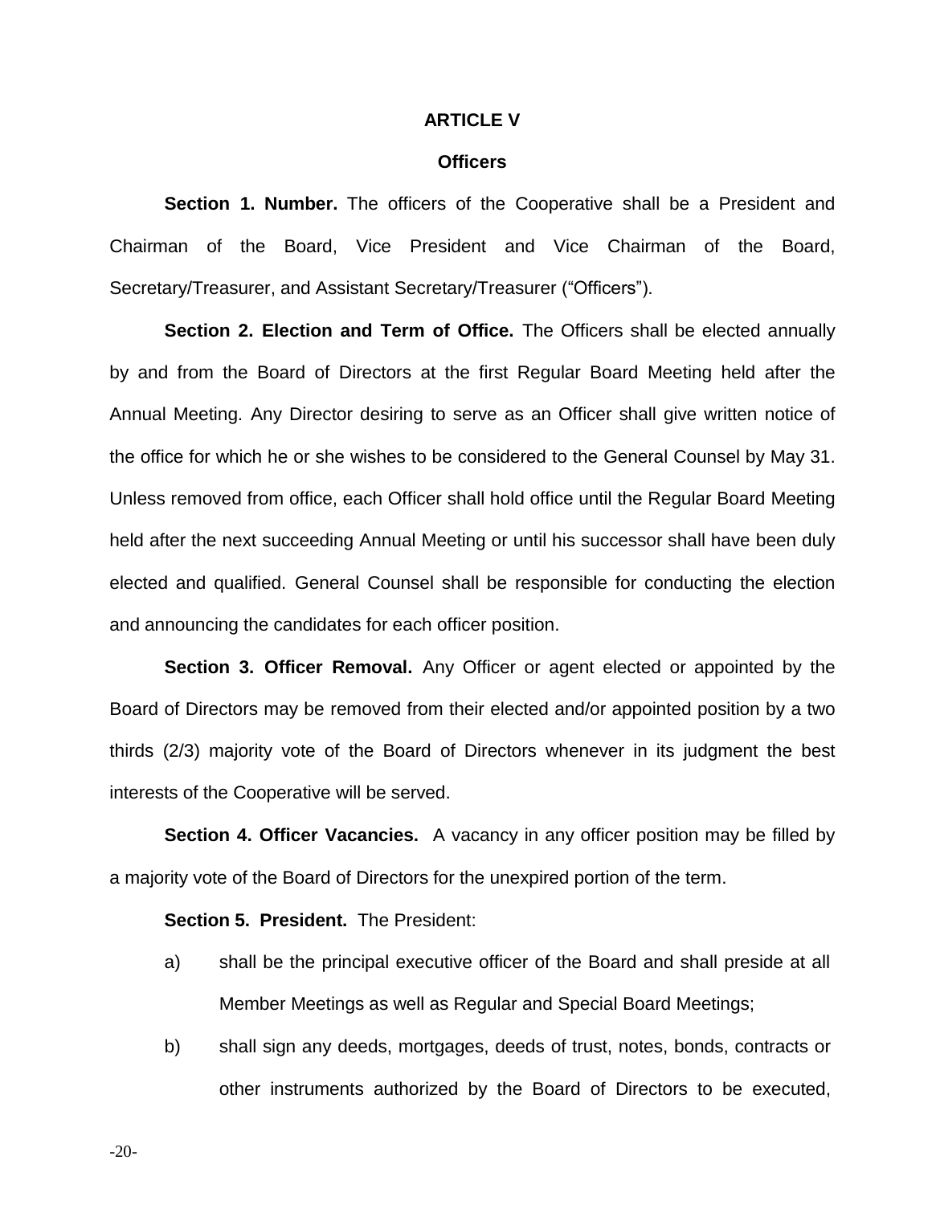# ARTICLE V

## Officers

**Section 1. Number.** The officers of the Cooperative shall be a President and Chairman of the Board, Vice President and Vice Chairman of the Board, Secretary/Treasurer, and Assistant Secretary/Treasurer ("Officers").

**Section 2. Election and Term of Office.** The Officers shall be elected annually by and from the Board of Directors at the first Regular Board Meeting held after the Annual Meeting. Any Director desiring to serve as an Officer shall give written notice of the office for which he or she wishes to be considered to the General Counsel by May 31. Unless removed from office, each Officer shall hold office until the Regular Board Meeting held after the next succeeding Annual Meeting or until his successor shall have been duly elected and qualified. General Counsel shall be responsible for conducting the election and announcing the candidates for each officer position.

**Section 3. Officer Removal.** Any Officer or agent elected or appointed by the Board of Directors may be removed from their elected and/or appointed position by a two thirds (2/3) majority vote of the Board of Directors whenever in its judgment the best interests of the Cooperative will be served.

**Section 4. Officer Vacancies.** A vacancy in any officer position may be filled by a majority vote of the Board of Directors for the unexpired portion of the term.

**Section 5. President.** The President:

a) shall be the principal executive officer of the Board and shall preside at all Member Meetings as well as Regular and Special Board Meetings;

b) shall sign any deeds, mortgages, deeds of trust, notes, bonds, contracts or other instruments authorized by the Board of Directors to be executed,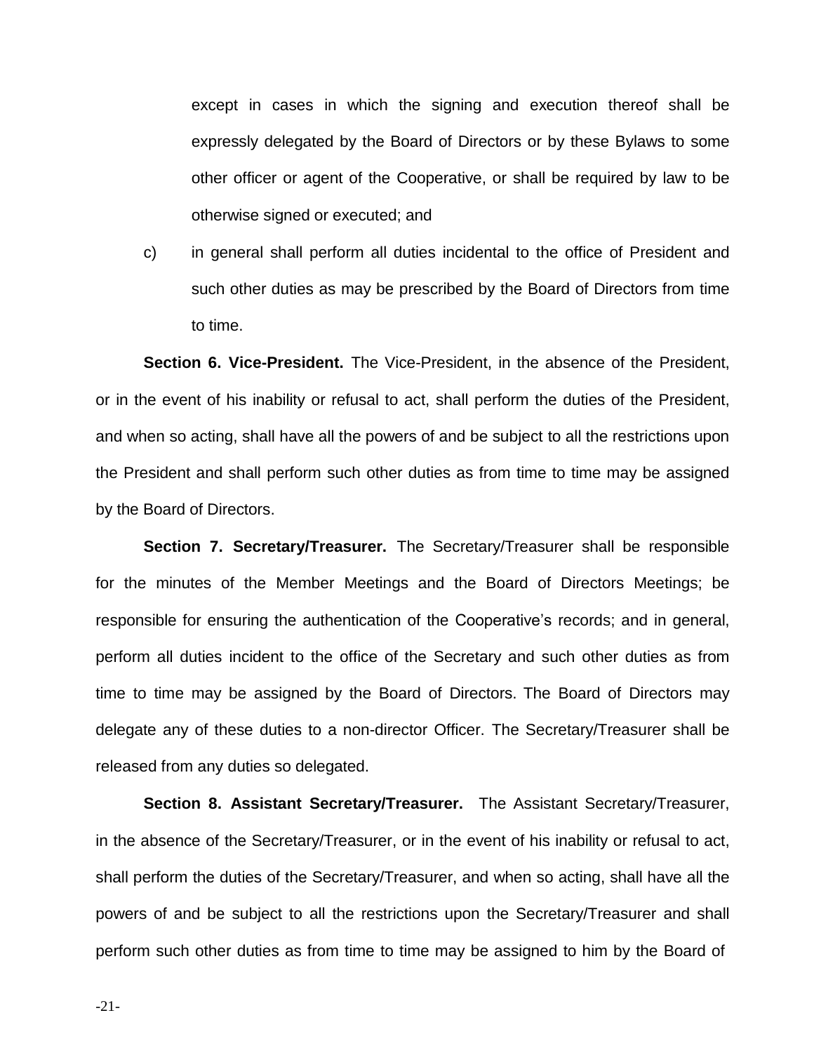except in cases in which the signing and execution thereof shall be expressly delegated by the Board of Directors or by these Bylaws to some other officer or agent of the Cooperative, or shall be required by law to be otherwise signed or executed; and

c) in general shall perform all duties incidental to the office of President and such other duties as may be prescribed by the Board of Directors from time to time.

**Section 6. Vice-President.** The Vice-President, in the absence of the President, or in the event of his inability or refusal to act, shall perform the duties of the President, and when so acting, shall have all the powers of and be subject to all the restrictions upon the President and shall perform such other duties as from time to time may be assigned by the Board of Directors.

**Section 7. Secretary/Treasurer.** The Secretary/Treasurer shall be responsible for the minutes of the Member Meetings and the Board of Directors Meetings; be responsible for ensuring the authentication of the Cooperative's records; and in general, perform all duties incident to the office of the Secretary and such other duties as from time to time may be assigned by the Board of Directors. The Board of Directors may delegate any of these duties to a non-director Officer. The Secretary/Treasurer shall be released from any duties so delegated.

**Section 8. Assistant Secretary/Treasurer.** The Assistant Secretary/Treasurer, in the absence of the Secretary/Treasurer, or in the event of his inability or refusal to act, shall perform the duties of the Secretary/Treasurer, and when so acting, shall have all the powers of and be subject to all the restrictions upon the Secretary/Treasurer and shall perform such other duties as from time to time may be assigned to him by the Board of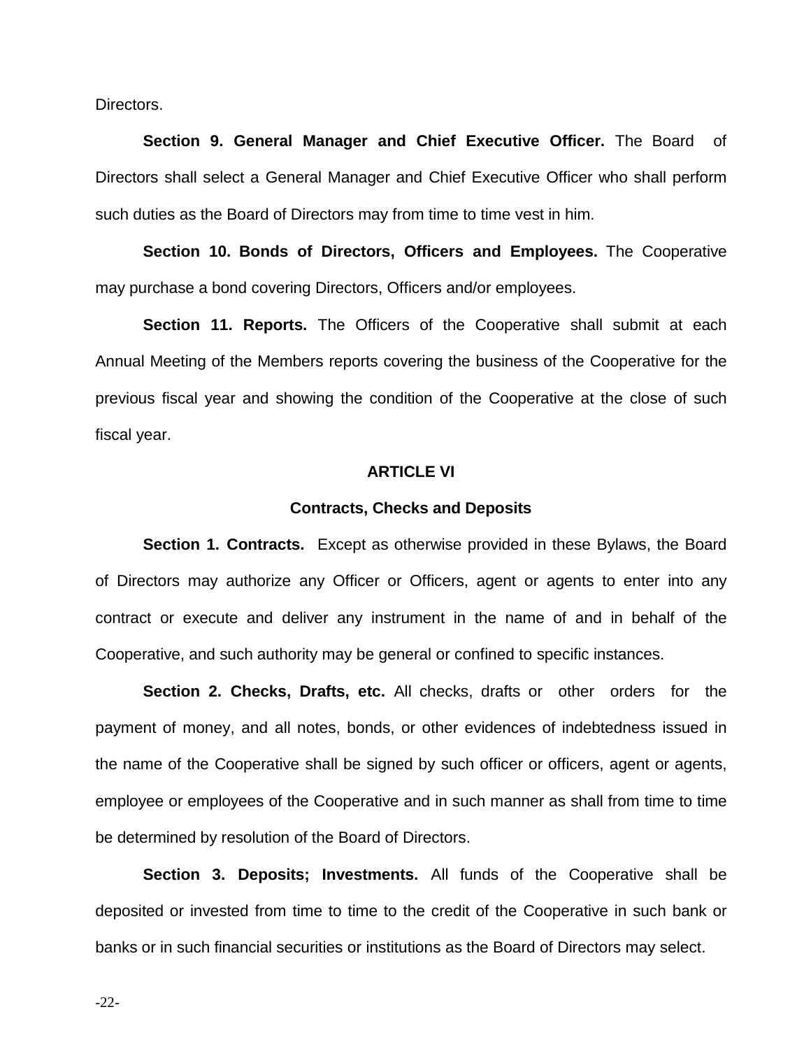Directors.

**Section 9. General Manager and Chief Executive Officer.** The Board of Directors shall select a General Manager and Chief Executive Officer who shall perform such duties as the Board of Directors may from time to time vest in him.

**Section 10. Bonds of Directors, Officers and Employees.** The Cooperative may purchase a bond covering Directors, Officers and/or employees.

**Section 11. Reports.** The Officers of the Cooperative shall submit at each Annual Meeting of the Members reports covering the business of the Cooperative for the previous fiscal year and showing the condition of the Cooperative at the close of such fiscal year.

## ARTICLE VI

## Contracts, Checks and Deposits

**Section 1. Contracts.** Except as otherwise provided in these Bylaws, the Board of Directors may authorize any Officer or Officers, agent or agents to enter into any contract or execute and deliver any instrument in the name of and in behalf of the Cooperative, and such authority may be general or confined to specific instances.

**Section 2. Checks, Drafts, etc.** All checks, drafts or other orders for the payment of money, and all notes, bonds, or other evidences of indebtedness issued in the name of the Cooperative shall be signed by such officer or officers, agent or agents, employee or employees of the Cooperative and in such manner as shall from time to time be determined by resolution of the Board of Directors.

**Section 3. Deposits; Investments.** All funds of the Cooperative shall be deposited or invested from time to time to the credit of the Cooperative in such bank or banks or in such financial securities or institutions as the Board of Directors may select.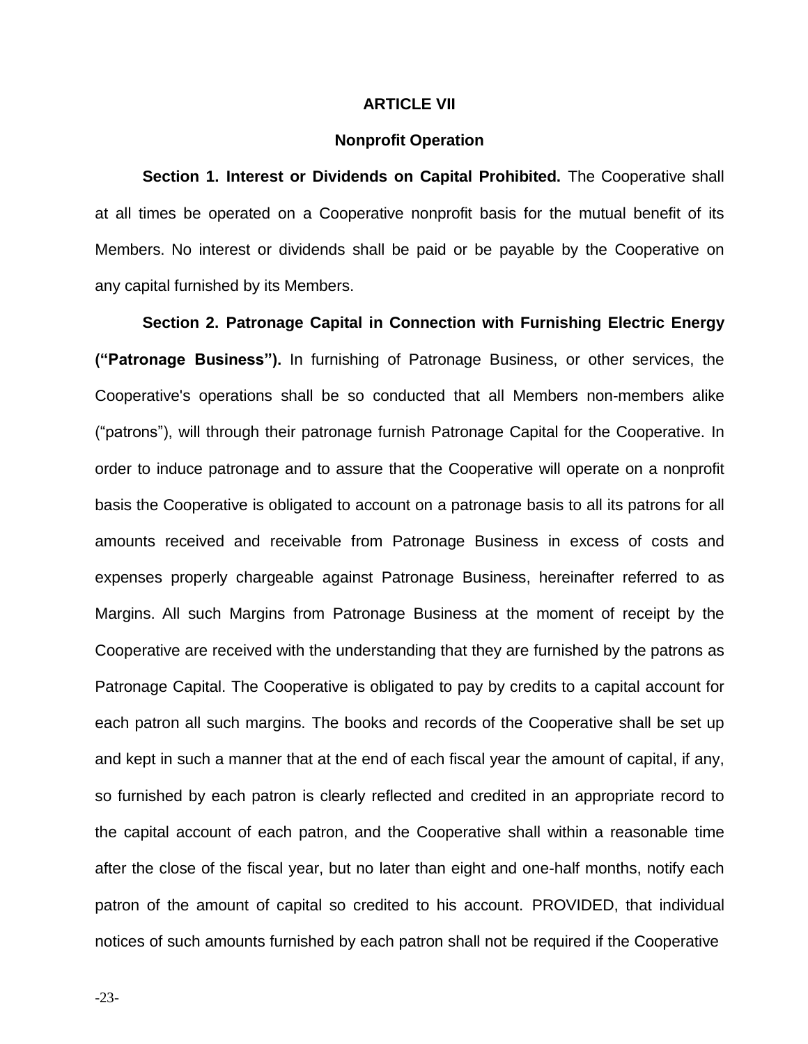## ARTICLE VII

### Nonprofit Operation

**Section 1. Interest or Dividends on Capital Prohibited.** The Cooperative shall at all times be operated on a Cooperative nonprofit basis for the mutual benefit of its Members. No interest or dividends shall be paid or be payable by the Cooperative on any capital furnished by its Members.

**Section 2. Patronage Capital in Connection with Furnishing Electric Energy ("Patronage Business").** In furnishing of Patronage Business, or other services, the Cooperative's operations shall be so conducted that all Members non-members alike ("patrons"), will through their patronage furnish Patronage Capital for the Cooperative. In order to induce patronage and to assure that the Cooperative will operate on a nonprofit basis the Cooperative is obligated to account on a patronage basis to all its patrons for all amounts received and receivable from Patronage Business in excess of costs and expenses properly chargeable against Patronage Business, hereinafter referred to as Margins. All such Margins from Patronage Business at the moment of receipt by the Cooperative are received with the understanding that they are furnished by the patrons as Patronage Capital. The Cooperative is obligated to pay by credits to a capital account for each patron all such margins. The books and records of the Cooperative shall be set up and kept in such a manner that at the end of each fiscal year the amount of capital, if any, so furnished by each patron is clearly reflected and credited in an appropriate record to the capital account of each patron, and the Cooperative shall within a reasonable time after the close of the fiscal year, but no later than eight and one-half months, notify each patron of the amount of capital so credited to his account. PROVIDED, that individual notices of such amounts furnished by each patron shall not be required if the Cooperative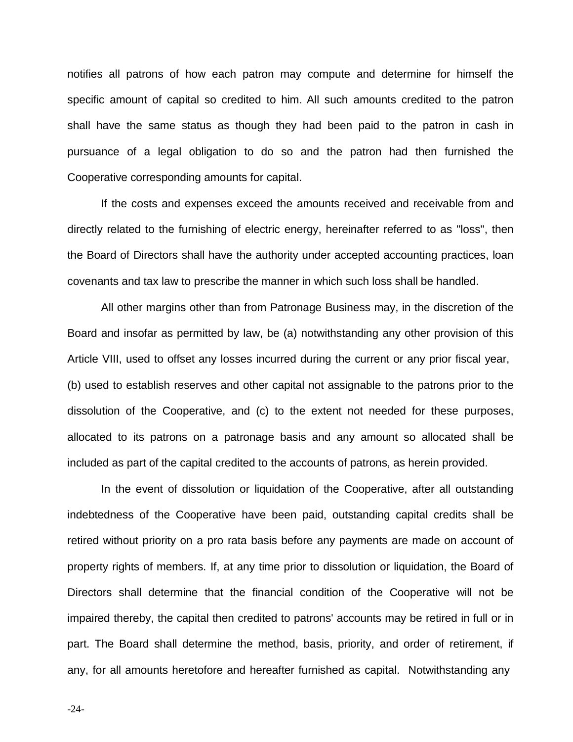notifies all patrons of how each patron may compute and determine for himself the specific amount of capital so credited to him. All such amounts credited to the patron shall have the same status as though they had been paid to the patron in cash in pursuance of a legal obligation to do so and the patron had then furnished the Cooperative corresponding amounts for capital.

If the costs and expenses exceed the amounts received and receivable from and directly related to the furnishing of electric energy, hereinafter referred to as "loss", then the Board of Directors shall have the authority under accepted accounting practices, loan covenants and tax law to prescribe the manner in which such loss shall be handled.

All other margins other than from Patronage Business may, in the discretion of the Board and insofar as permitted by law, be (a) notwithstanding any other provision of this Article VIII, used to offset any losses incurred during the current or any prior fiscal year, (b) used to establish reserves and other capital not assignable to the patrons prior to the dissolution of the Cooperative, and (c) to the extent not needed for these purposes, allocated to its patrons on a patronage basis and any amount so allocated shall be included as part of the capital credited to the accounts of patrons, as herein provided.

In the event of dissolution or liquidation of the Cooperative, after all outstanding indebtedness of the Cooperative have been paid, outstanding capital credits shall be retired without priority on a pro rata basis before any payments are made on account of property rights of members. If, at any time prior to dissolution or liquidation, the Board of Directors shall determine that the financial condition of the Cooperative will not be impaired thereby, the capital then credited to patrons' accounts may be retired in full or in part. The Board shall determine the method, basis, priority, and order of retirement, if any, for all amounts heretofore and hereafter furnished as capital. Notwithstanding any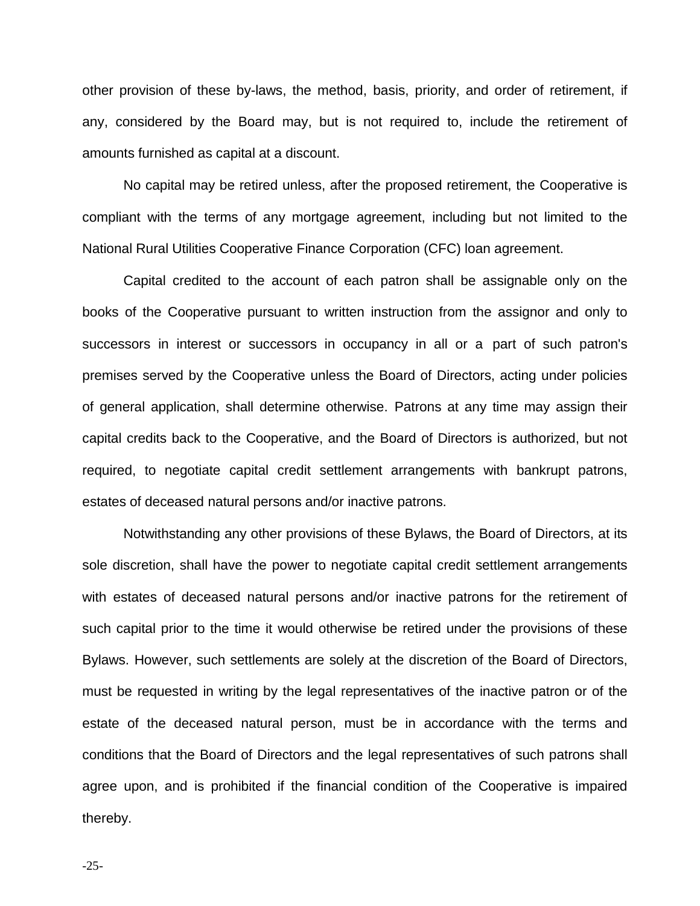other provision of these by-laws, the method, basis, priority, and order of retirement, if any, considered by the Board may, but is not required to, include the retirement of amounts furnished as capital at a discount.

No capital may be retired unless, after the proposed retirement, the Cooperative is compliant with the terms of any mortgage agreement, including but not limited to the National Rural Utilities Cooperative Finance Corporation (CFC) loan agreement.

Capital credited to the account of each patron shall be assignable only on the books of the Cooperative pursuant to written instruction from the assignor and only to successors in interest or successors in occupancy in all or a part of such patron's premises served by the Cooperative unless the Board of Directors, acting under policies of general application, shall determine otherwise. Patrons at any time may assign their capital credits back to the Cooperative, and the Board of Directors is authorized, but not required, to negotiate capital credit settlement arrangements with bankrupt patrons, estates of deceased natural persons and/or inactive patrons.

Notwithstanding any other provisions of these Bylaws, the Board of Directors, at its sole discretion, shall have the power to negotiate capital credit settlement arrangements with estates of deceased natural persons and/or inactive patrons for the retirement of such capital prior to the time it would otherwise be retired under the provisions of these Bylaws. However, such settlements are solely at the discretion of the Board of Directors, must be requested in writing by the legal representatives of the inactive patron or of the estate of the deceased natural person, must be in accordance with the terms and conditions that the Board of Directors and the legal representatives of such patrons shall agree upon, and is prohibited if the financial condition of the Cooperative is impaired thereby.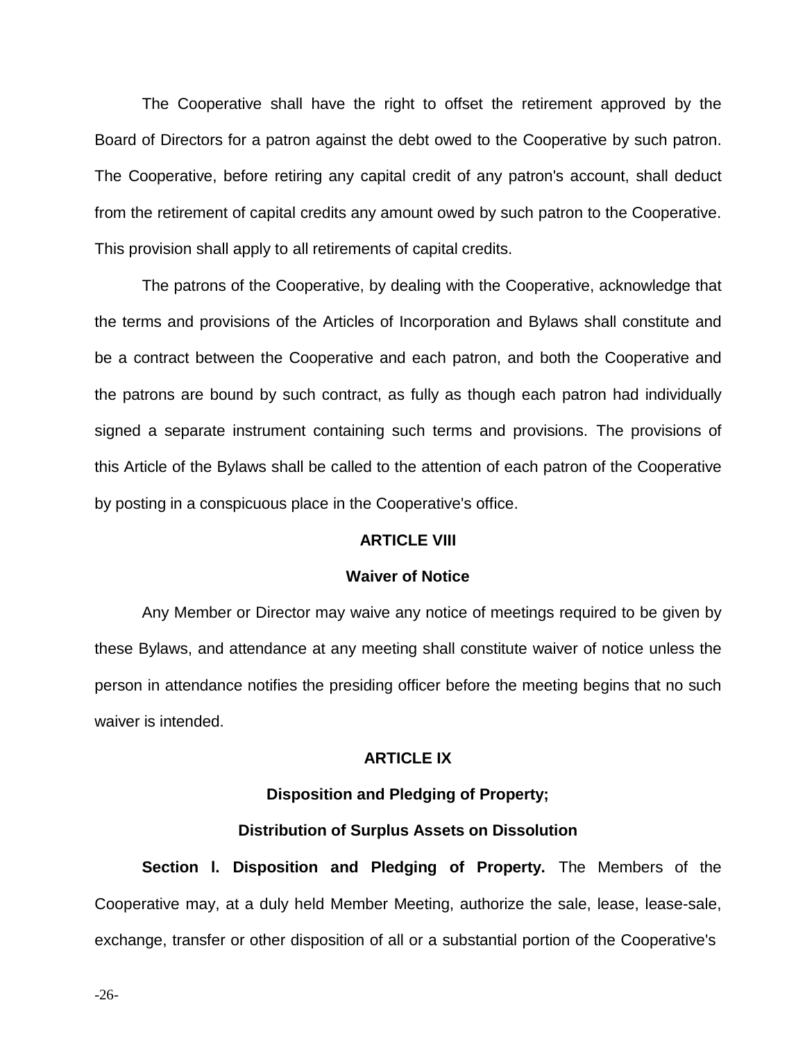The Cooperative shall have the right to offset the retirement approved by the Board of Directors for a patron against the debt owed to the Cooperative by such patron. The Cooperative, before retiring any capital credit of any patron's account, shall deduct from the retirement of capital credits any amount owed by such patron to the Cooperative. This provision shall apply to all retirements of capital credits.

The patrons of the Cooperative, by dealing with the Cooperative, acknowledge that the terms and provisions of the Articles of Incorporation and Bylaws shall constitute and be a contract between the Cooperative and each patron, and both the Cooperative and the patrons are bound by such contract, as fully as though each patron had individually signed a separate instrument containing such terms and provisions. The provisions of this Article of the Bylaws shall be called to the attention of each patron of the Cooperative by posting in a conspicuous place in the Cooperative's office.

## ARTICLE VIII

## Waiver of Notice

Any Member or Director may waive any notice of meetings required to be given by these Bylaws, and attendance at any meeting shall constitute waiver of notice unless the person in attendance notifies the presiding officer before the meeting begins that no such waiver is intended.

## ARTICLE IX

## Disposition and Pledging of Property; Distribution of Surplus Assets on Dissolution

**Section l. Disposition and Pledging of Property.** The Members of the Cooperative may, at a duly held Member Meeting, authorize the sale, lease, lease-sale, exchange, transfer or other disposition of all or a substantial portion of the Cooperative's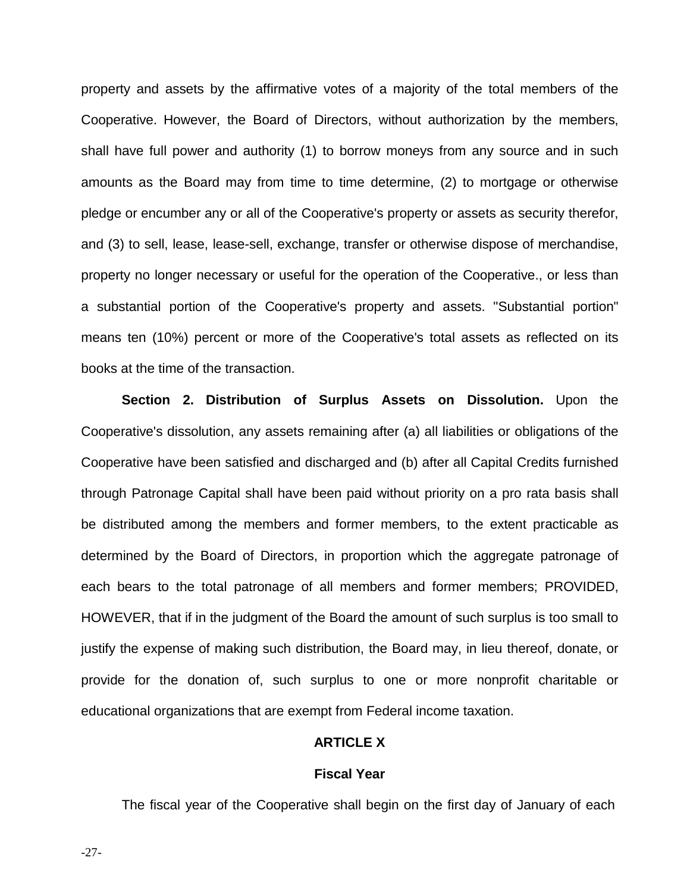property and assets by the affirmative votes of a majority of the total members of the Cooperative. However, the Board of Directors, without authorization by the members, shall have full power and authority (1) to borrow moneys from any source and in such amounts as the Board may from time to time determine, (2) to mortgage or otherwise pledge or encumber any or all of the Cooperative's property or assets as security therefor, and (3) to sell, lease, lease-sell, exchange, transfer or otherwise dispose of merchandise, property no longer necessary or useful for the operation of the Cooperative., or less than a substantial portion of the Cooperative's property and assets. "Substantial portion" means ten (10%) percent or more of the Cooperative's total assets as reflected on its books at the time of the transaction.

**Section 2. Distribution of Surplus Assets on Dissolution.** Upon the Cooperative's dissolution, any assets remaining after (a) all liabilities or obligations of the Cooperative have been satisfied and discharged and (b) after all Capital Credits furnished through Patronage Capital shall have been paid without priority on a pro rata basis shall be distributed among the members and former members, to the extent practicable as determined by the Board of Directors, in proportion which the aggregate patronage of each bears to the total patronage of all members and former members; PROVIDED, HOWEVER, that if in the judgment of the Board the amount of such surplus is too small to justify the expense of making such distribution, the Board may, in lieu thereof, donate, or provide for the donation of, such surplus to one or more nonprofit charitable or educational organizations that are exempt from Federal income taxation.

## ARTICLE X

## Fiscal Year

The fiscal year of the Cooperative shall begin on the first day of January of each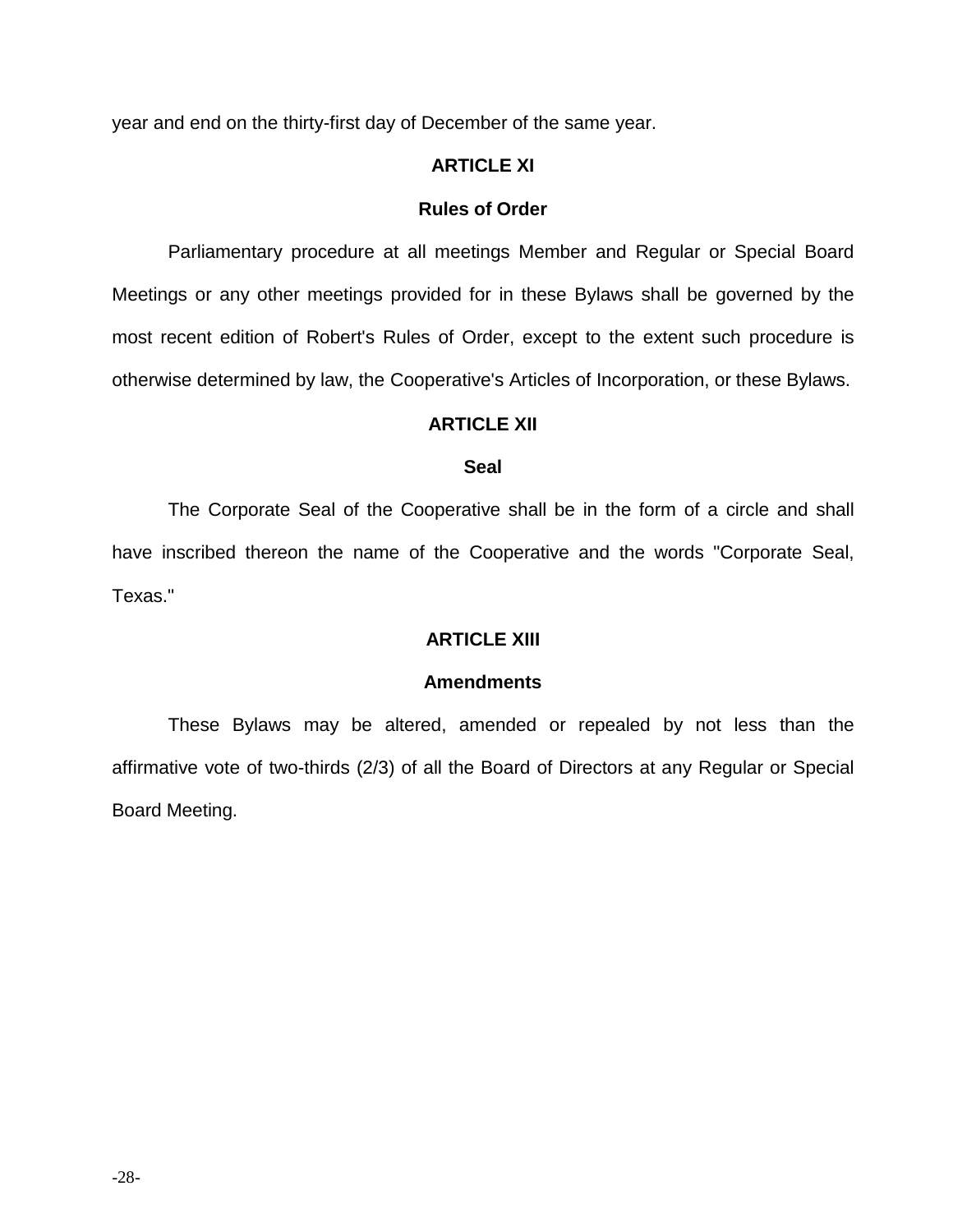year and end on the thirty-first day of December of the same year.

## ARTICLE XI

### Rules of Order

Parliamentary procedure at all meetings Member and Regular or Special Board Meetings or any other meetings provided for in these Bylaws shall be governed by the most recent edition of Robert's Rules of Order, except to the extent such procedure is otherwise determined by law, the Cooperative's Articles of Incorporation, or these Bylaws.

## ARTICLE XII

### Seal

The Corporate Seal of the Cooperative shall be in the form of a circle and shall have inscribed thereon the name of the Cooperative and the words "Corporate Seal, Texas."

## ARTICLE XIII

### Amendments

These Bylaws may be altered, amended or repealed by not less than the affirmative vote of two-thirds (2/3) of all the Board of Directors at any Regular or Special Board Meeting.